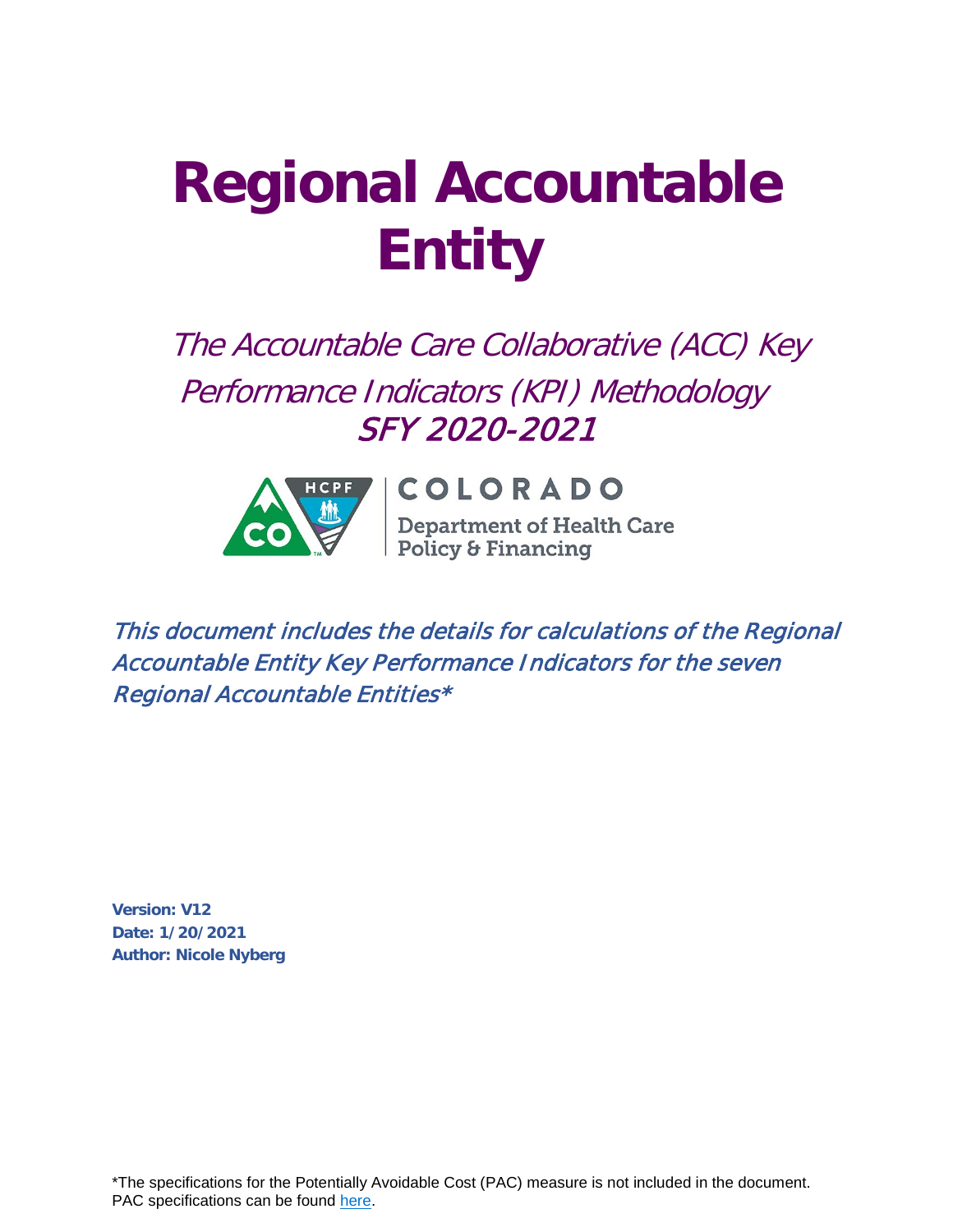# Regional Accountable Entity

*The Accountable Care Collaborative (ACC) Key Performance Indicators (KPI) Methodology*
*SFY 2020-2021*

COLORADO
Department of Health Care Policy & Financing

*This document includes the details for calculations of the Regional Accountable Entity Key Performance Indicators for the seven Regional Accountable Entities**

**Version: V12**
**Date: 1/20/2021**
**Author: Nicole Nyberg**

*The specifications for the Potentially Avoidable Cost (PAC) measure is not included in the document. PAC specifications can be found here.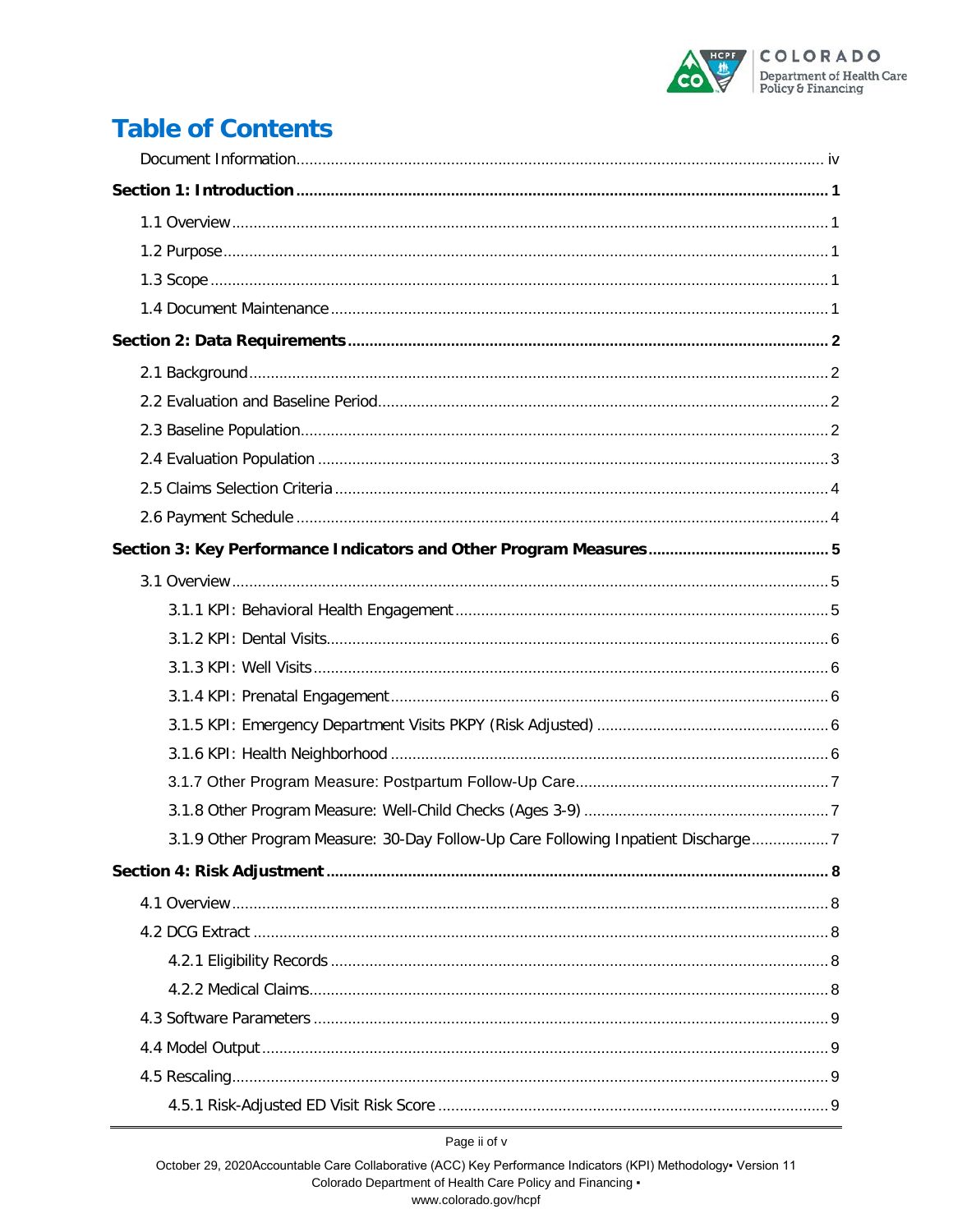# Table of Contents

Document Information........................................................ iv

**Section 1: Introduction........................................................ 1**

1.1 Overview........................................................ 1

1.2 Purpose........................................................ 1

1.3 Scope........................................................ 1

1.4 Document Maintenance........................................................ 1

**Section 2: Data Requirements........................................................ 2**

2.1 Background........................................................ 2

2.2 Evaluation and Baseline Period........................................................ 2

2.3 Baseline Population........................................................ 2

2.4 Evaluation Population........................................................ 3

2.5 Claims Selection Criteria........................................................ 4

2.6 Payment Schedule........................................................ 4

**Section 3: Key Performance Indicators and Other Program Measures........................................................ 5**

3.1 Overview........................................................ 5

3.1.1 KPI: Behavioral Health Engagement........................................................ 5

3.1.2 KPI: Dental Visits........................................................ 6

3.1.3 KPI: Well Visits........................................................ 6

3.1.4 KPI: Prenatal Engagement........................................................ 6

3.1.5 KPI: Emergency Department Visits PKPY (Risk Adjusted)........................................................ 6

3.1.6 KPI: Health Neighborhood........................................................ 6

3.1.7 Other Program Measure: Postpartum Follow-Up Care........................................................ 7

3.1.8 Other Program Measure: Well-Child Checks (Ages 3-9)........................................................ 7

3.1.9 Other Program Measure: 30-Day Follow-Up Care Following Inpatient Discharge........................................................ 7

**Section 4: Risk Adjustment........................................................ 8**

4.1 Overview........................................................ 8

4.2 DCG Extract........................................................ 8

4.2.1 Eligibility Records........................................................ 8

4.2.2 Medical Claims........................................................ 8

4.3 Software Parameters........................................................ 9

4.4 Model Output........................................................ 9

4.5 Rescaling........................................................ 9

4.5.1 Risk-Adjusted ED Visit Risk Score........................................................ 9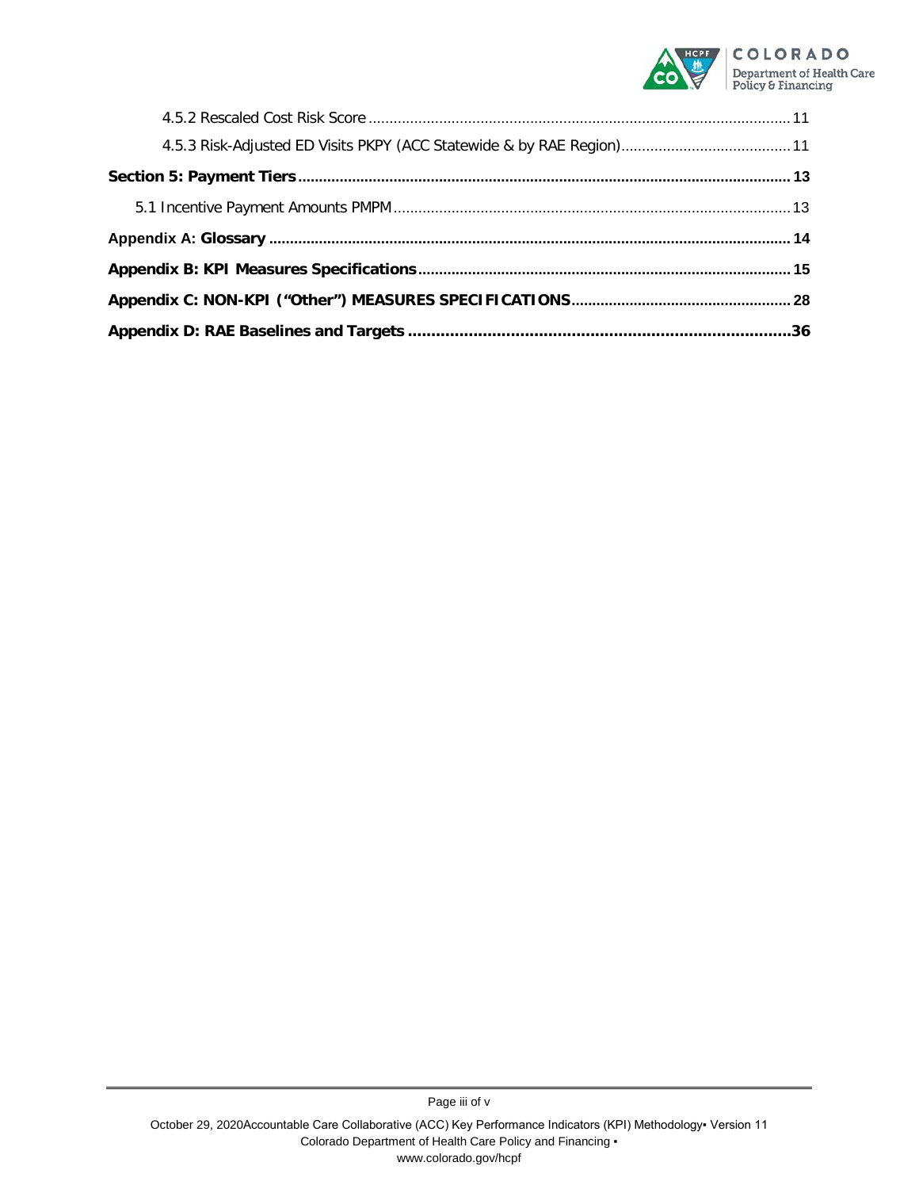4.5.2 Rescaled Cost Risk Score ..................................................................................................... 11

4.5.3 Risk-Adjusted ED Visits PKPY (ACC Statewide & by RAE Region) ......................................... 11

**Section 5: Payment Tiers** ...................................................................................................................... **13**

5.1 Incentive Payment Amounts PMPM ................................................................................................ 13

**Appendix A: Glossary** ............................................................................................................................ **14**

**Appendix B: KPI Measures Specifications** ......................................................................................... **15**

**Appendix C: NON-KPI ("Other") MEASURES SPECIFICATIONS** .................................................... **28**

**Appendix D: RAE Baselines and Targets** .................................................................................. **36**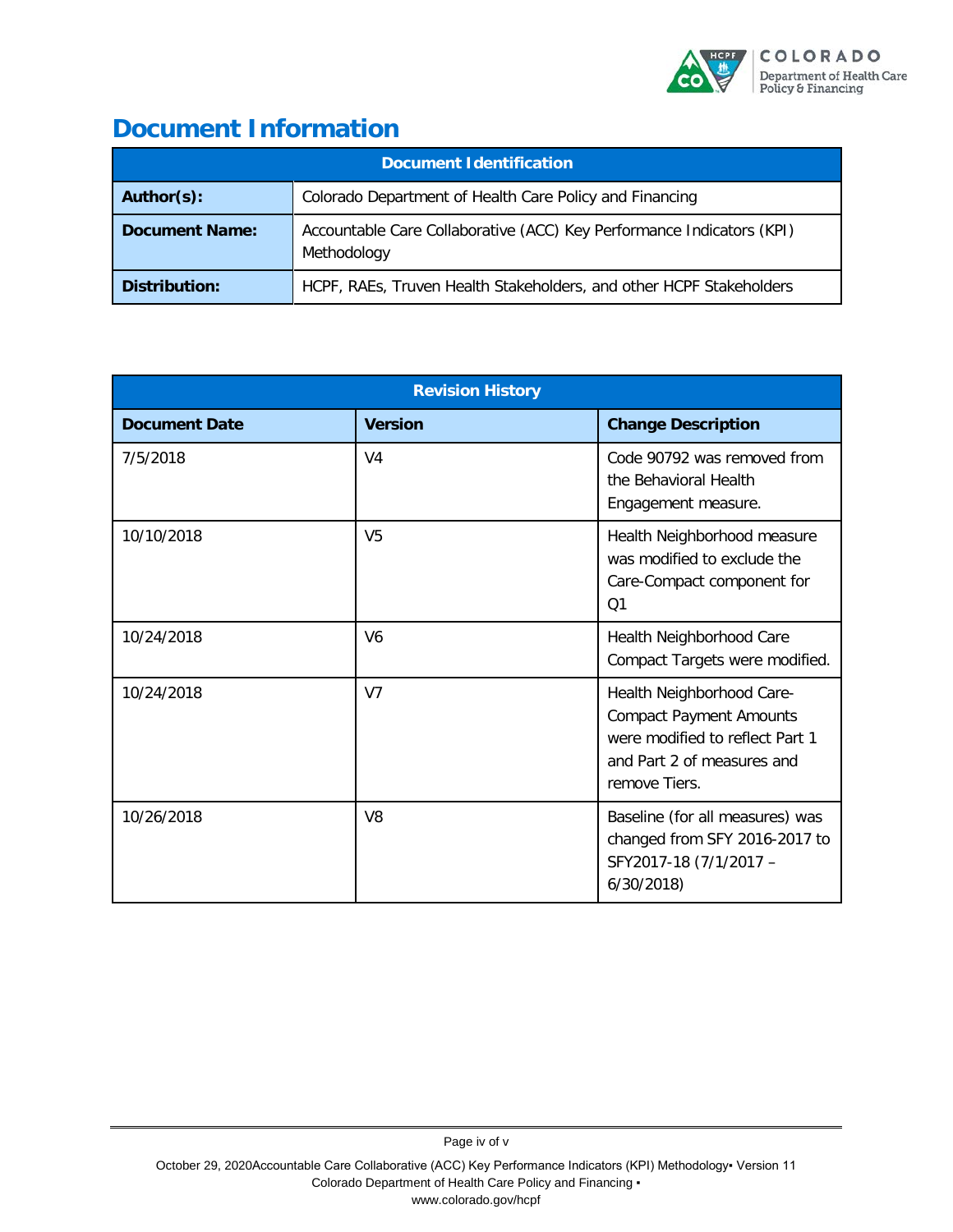# Document Information

| Document Identification | |
|---|---|
| **Author(s):** | Colorado Department of Health Care Policy and Financing |
| **Document Name:** | Accountable Care Collaborative (ACC) Key Performance Indicators (KPI) Methodology |
| **Distribution:** | HCPF, RAEs, Truven Health Stakeholders, and other HCPF Stakeholders |

| Revision History | | |
|---|---|---|
| **Document Date** | **Version** | **Change Description** |
| 7/5/2018 | V4 | Code 90792 was removed from the Behavioral Health Engagement measure. |
| 10/10/2018 | V5 | Health Neighborhood measure was modified to exclude the Care-Compact component for Q1 |
| 10/24/2018 | V6 | Health Neighborhood Care Compact Targets were modified. |
| 10/24/2018 | V7 | Health Neighborhood Care-Compact Payment Amounts were modified to reflect Part 1 and Part 2 of measures and remove Tiers. |
| 10/26/2018 | V8 | Baseline (for all measures) was changed from SFY 2016-2017 to SFY2017-18 (7/1/2017 – 6/30/2018) |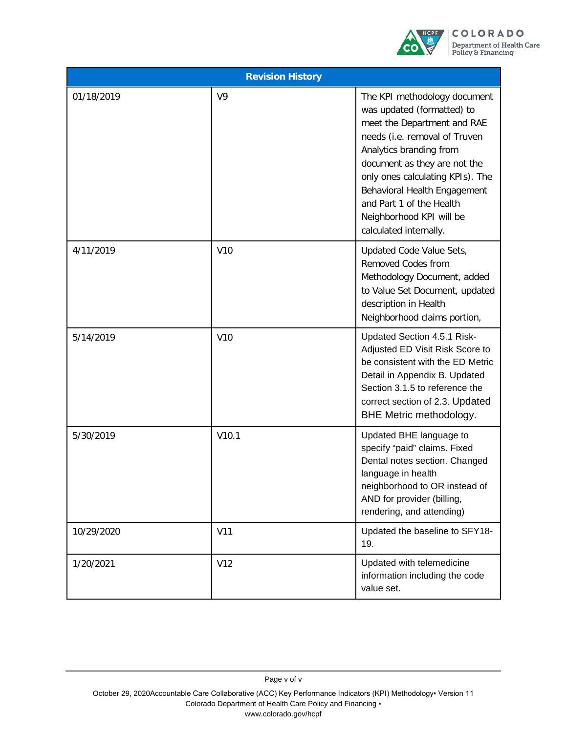| Revision History | | |
|---|---|---|
| 01/18/2019 | V9 | The KPI methodology document was updated (formatted) to meet the Department and RAE needs (i.e. removal of Truven Analytics branding from document as they are not the only ones calculating KPIs). The Behavioral Health Engagement and Part 1 of the Health Neighborhood KPI will be calculated internally. |
| 4/11/2019 | V10 | Updated Code Value Sets, Removed Codes from Methodology Document, added to Value Set Document, updated description in Health Neighborhood claims portion, |
| 5/14/2019 | V10 | Updated Section 4.5.1 Risk-Adjusted ED Visit Risk Score to be consistent with the ED Metric Detail in Appendix B. Updated Section 3.1.5 to reference the correct section of 2.3. Updated BHE Metric methodology. |
| 5/30/2019 | V10.1 | Updated BHE language to specify "paid" claims. Fixed Dental notes section. Changed language in health neighborhood to OR instead of AND for provider (billing, rendering, and attending) |
| 10/29/2020 | V11 | Updated the baseline to SFY18-19. |
| 1/20/2021 | V12 | Updated with telemedicine information including the code value set. |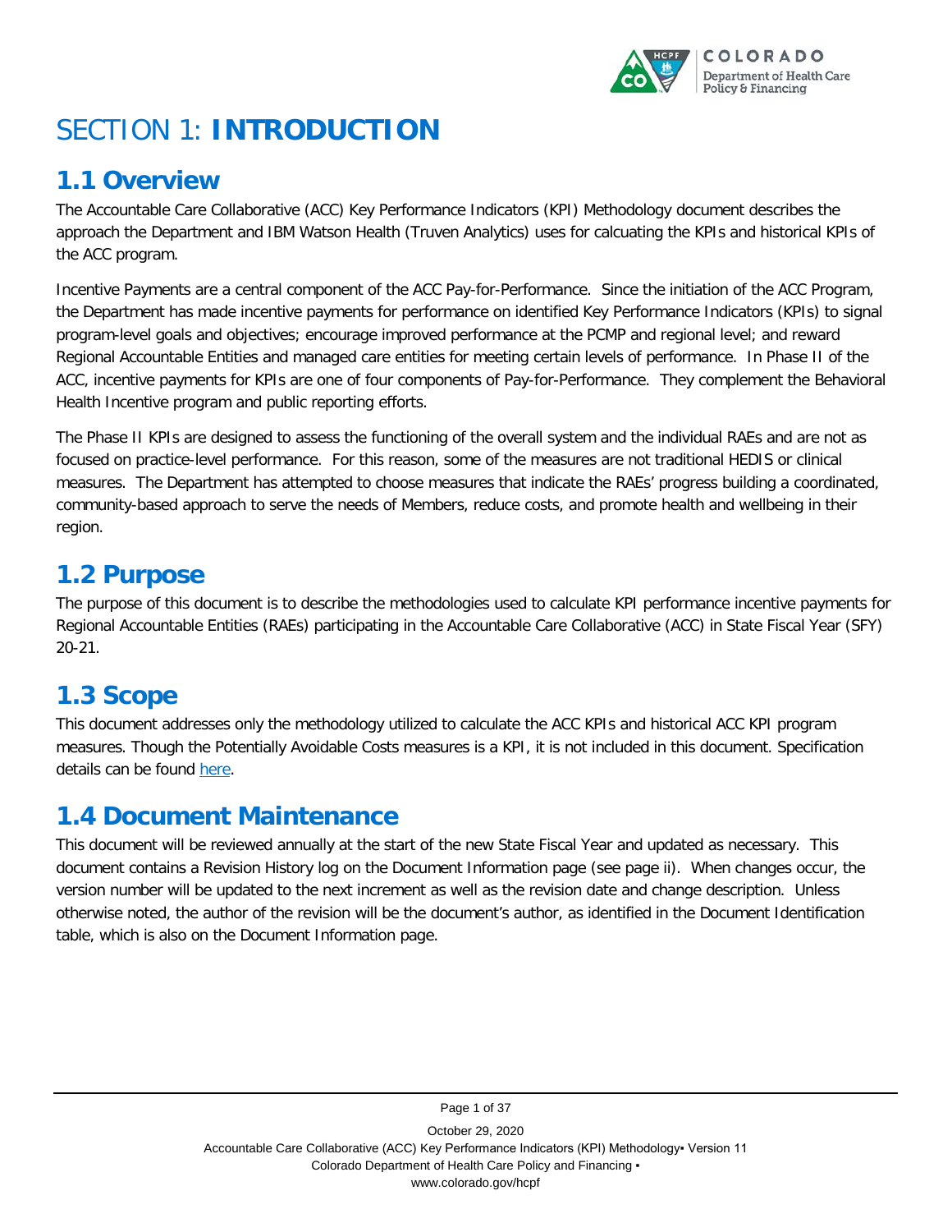# SECTION 1: **INTRODUCTION**

## 1.1 Overview

The Accountable Care Collaborative (ACC) Key Performance Indicators (KPI) Methodology document describes the approach the Department and IBM Watson Health (Truven Analytics) uses for calcuating the KPIs and historical KPIs of the ACC program.

Incentive Payments are a central component of the ACC Pay-for-Performance. Since the initiation of the ACC Program, the Department has made incentive payments for performance on identified Key Performance Indicators (KPIs) to signal program-level goals and objectives; encourage improved performance at the PCMP and regional level; and reward Regional Accountable Entities and managed care entities for meeting certain levels of performance. In Phase II of the ACC, incentive payments for KPIs are one of four components of Pay-for-Performance. They complement the Behavioral Health Incentive program and public reporting efforts.

The Phase II KPIs are designed to assess the functioning of the overall system and the individual RAEs and are not as focused on practice-level performance. For this reason, some of the measures are not traditional HEDIS or clinical measures. The Department has attempted to choose measures that indicate the RAEs' progress building a coordinated, community-based approach to serve the needs of Members, reduce costs, and promote health and wellbeing in their region.

## 1.2 Purpose

The purpose of this document is to describe the methodologies used to calculate KPI performance incentive payments for Regional Accountable Entities (RAEs) participating in the Accountable Care Collaborative (ACC) in State Fiscal Year (SFY) 20-21.

## 1.3 Scope

This document addresses only the methodology utilized to calculate the ACC KPIs and historical ACC KPI program measures. Though the Potentially Avoidable Costs measures is a KPI, it is not included in this document. Specification details can be found here.

## 1.4 Document Maintenance

This document will be reviewed annually at the start of the new State Fiscal Year and updated as necessary. This document contains a Revision History log on the Document Information page (see page ii). When changes occur, the version number will be updated to the next increment as well as the revision date and change description. Unless otherwise noted, the author of the revision will be the document's author, as identified in the Document Identification table, which is also on the Document Information page.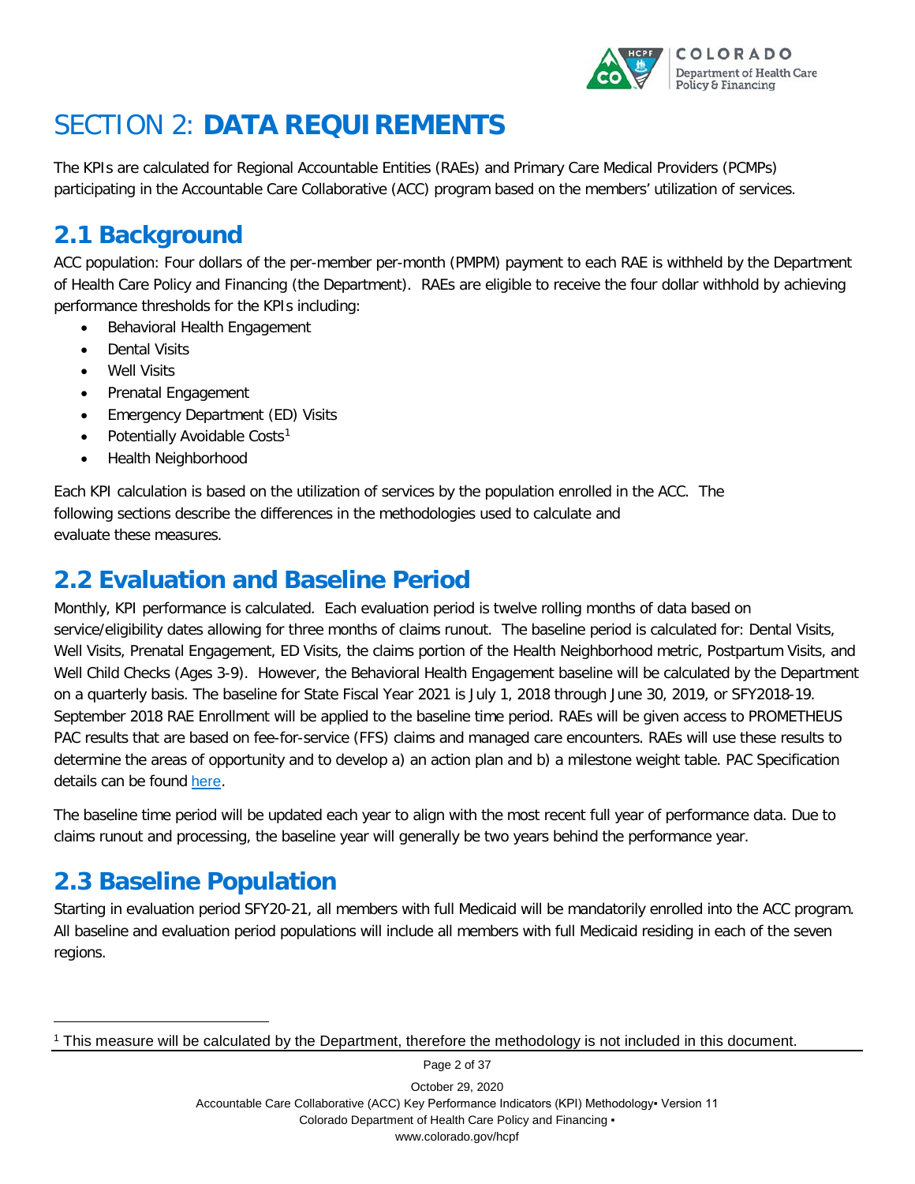# SECTION 2: DATA REQUIREMENTS

The KPIs are calculated for Regional Accountable Entities (RAEs) and Primary Care Medical Providers (PCMPs) participating in the Accountable Care Collaborative (ACC) program based on the members' utilization of services.

## 2.1 Background

ACC population: Four dollars of the per-member per-month (PMPM) payment to each RAE is withheld by the Department of Health Care Policy and Financing (the Department). RAEs are eligible to receive the four dollar withhold by achieving performance thresholds for the KPIs including:

- Behavioral Health Engagement
- Dental Visits
- Well Visits
- Prenatal Engagement
- Emergency Department (ED) Visits
- Potentially Avoidable Costs[1]
- Health Neighborhood

Each KPI calculation is based on the utilization of services by the population enrolled in the ACC. The following sections describe the differences in the methodologies used to calculate and evaluate these measures.

## 2.2 Evaluation and Baseline Period

Monthly, KPI performance is calculated. Each evaluation period is twelve rolling months of data based on service/eligibility dates allowing for three months of claims runout. The baseline period is calculated for: Dental Visits, Well Visits, Prenatal Engagement, ED Visits, the claims portion of the Health Neighborhood metric, Postpartum Visits, and Well Child Checks (Ages 3-9). However, the Behavioral Health Engagement baseline will be calculated by the Department on a quarterly basis. The baseline for State Fiscal Year 2021 is July 1, 2018 through June 30, 2019, or SFY2018-19. September 2018 RAE Enrollment will be applied to the baseline time period. RAEs will be given access to PROMETHEUS PAC results that are based on fee-for-service (FFS) claims and managed care encounters. RAEs will use these results to determine the areas of opportunity and to develop a) an action plan and b) a milestone weight table. PAC Specification details can be found here.

The baseline time period will be updated each year to align with the most recent full year of performance data. Due to claims runout and processing, the baseline year will generally be two years behind the performance year.

## 2.3 Baseline Population

Starting in evaluation period SFY20-21, all members with full Medicaid will be mandatorily enrolled into the ACC program. All baseline and evaluation period populations will include all members with full Medicaid residing in each of the seven regions.

[1] This measure will be calculated by the Department, therefore the methodology is not included in this document.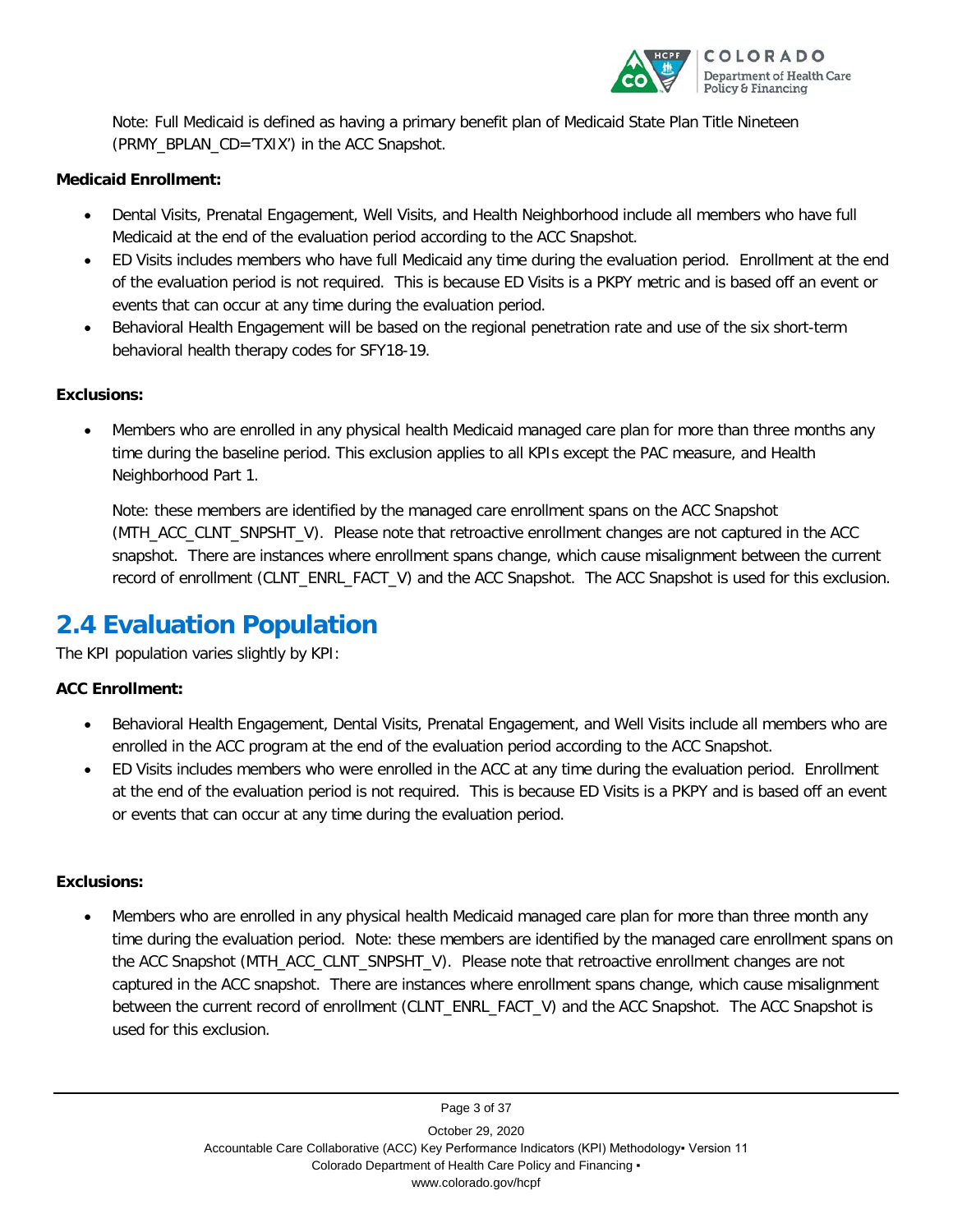Note: Full Medicaid is defined as having a primary benefit plan of Medicaid State Plan Title Nineteen (PRMY_BPLAN_CD='TXIX') in the ACC Snapshot.

**Medicaid Enrollment:**

- Dental Visits, Prenatal Engagement, Well Visits, and Health Neighborhood include all members who have full Medicaid at the end of the evaluation period according to the ACC Snapshot.
- ED Visits includes members who have full Medicaid any time during the evaluation period. Enrollment at the end of the evaluation period is not required. This is because ED Visits is a PKPY metric and is based off an event or events that can occur at any time during the evaluation period.
- Behavioral Health Engagement will be based on the regional penetration rate and use of the six short-term behavioral health therapy codes for SFY18-19.

**Exclusions:**

- Members who are enrolled in any physical health Medicaid managed care plan for more than three months any time during the baseline period. This exclusion applies to all KPIs except the PAC measure, and Health Neighborhood Part 1.

  Note: these members are identified by the managed care enrollment spans on the ACC Snapshot (MTH_ACC_CLNT_SNPSHT_V). Please note that retroactive enrollment changes are not captured in the ACC snapshot. There are instances where enrollment spans change, which cause misalignment between the current record of enrollment (CLNT_ENRL_FACT_V) and the ACC Snapshot. The ACC Snapshot is used for this exclusion.

## 2.4 Evaluation Population

The KPI population varies slightly by KPI:

**ACC Enrollment:**

- Behavioral Health Engagement, Dental Visits, Prenatal Engagement, and Well Visits include all members who are enrolled in the ACC program at the end of the evaluation period according to the ACC Snapshot.
- ED Visits includes members who were enrolled in the ACC at any time during the evaluation period. Enrollment at the end of the evaluation period is not required. This is because ED Visits is a PKPY and is based off an event or events that can occur at any time during the evaluation period.

**Exclusions:**

- Members who are enrolled in any physical health Medicaid managed care plan for more than three month any time during the evaluation period. Note: these members are identified by the managed care enrollment spans on the ACC Snapshot (MTH_ACC_CLNT_SNPSHT_V). Please note that retroactive enrollment changes are not captured in the ACC snapshot. There are instances where enrollment spans change, which cause misalignment between the current record of enrollment (CLNT_ENRL_FACT_V) and the ACC Snapshot. The ACC Snapshot is used for this exclusion.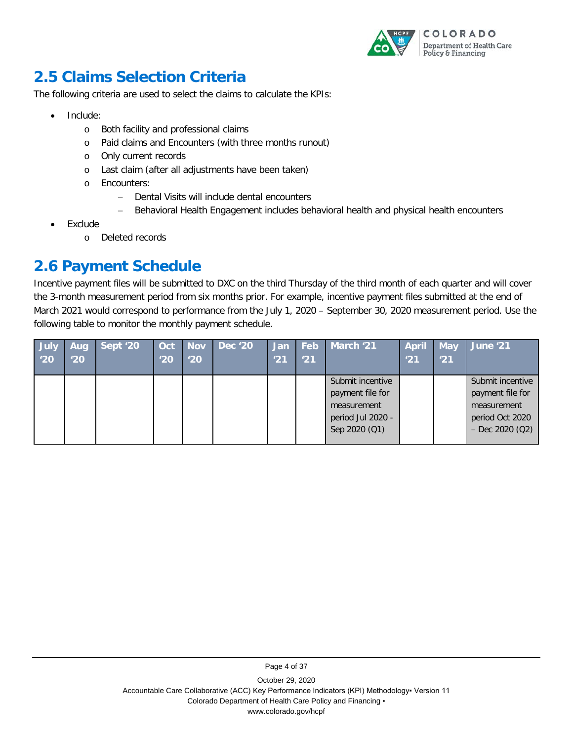## 2.5 Claims Selection Criteria

The following criteria are used to select the claims to calculate the KPIs:

- Include:
  - Both facility and professional claims
  - Paid claims and Encounters (with three months runout)
  - Only current records
  - Last claim (after all adjustments have been taken)
  - Encounters:
    - Dental Visits will include dental encounters
    - Behavioral Health Engagement includes behavioral health and physical health encounters
- Exclude
  - Deleted records

## 2.6 Payment Schedule

Incentive payment files will be submitted to DXC on the third Thursday of the third month of each quarter and will cover the 3-month measurement period from six months prior. For example, incentive payment files submitted at the end of March 2021 would correspond to performance from the July 1, 2020 – September 30, 2020 measurement period. Use the following table to monitor the monthly payment schedule.

| July '20 | Aug '20 | Sept '20 | Oct '20 | Nov '20 | Dec '20 | Jan '21 | Feb '21 | March '21 | April '21 | May '21 | June '21 |
|---|---|---|---|---|---|---|---|---|---|---|---|
| | | | | | | | | Submit incentive payment file for measurement period Jul 2020 - Sep 2020 (Q1) | | | Submit incentive payment file for measurement period Oct 2020 – Dec 2020 (Q2) |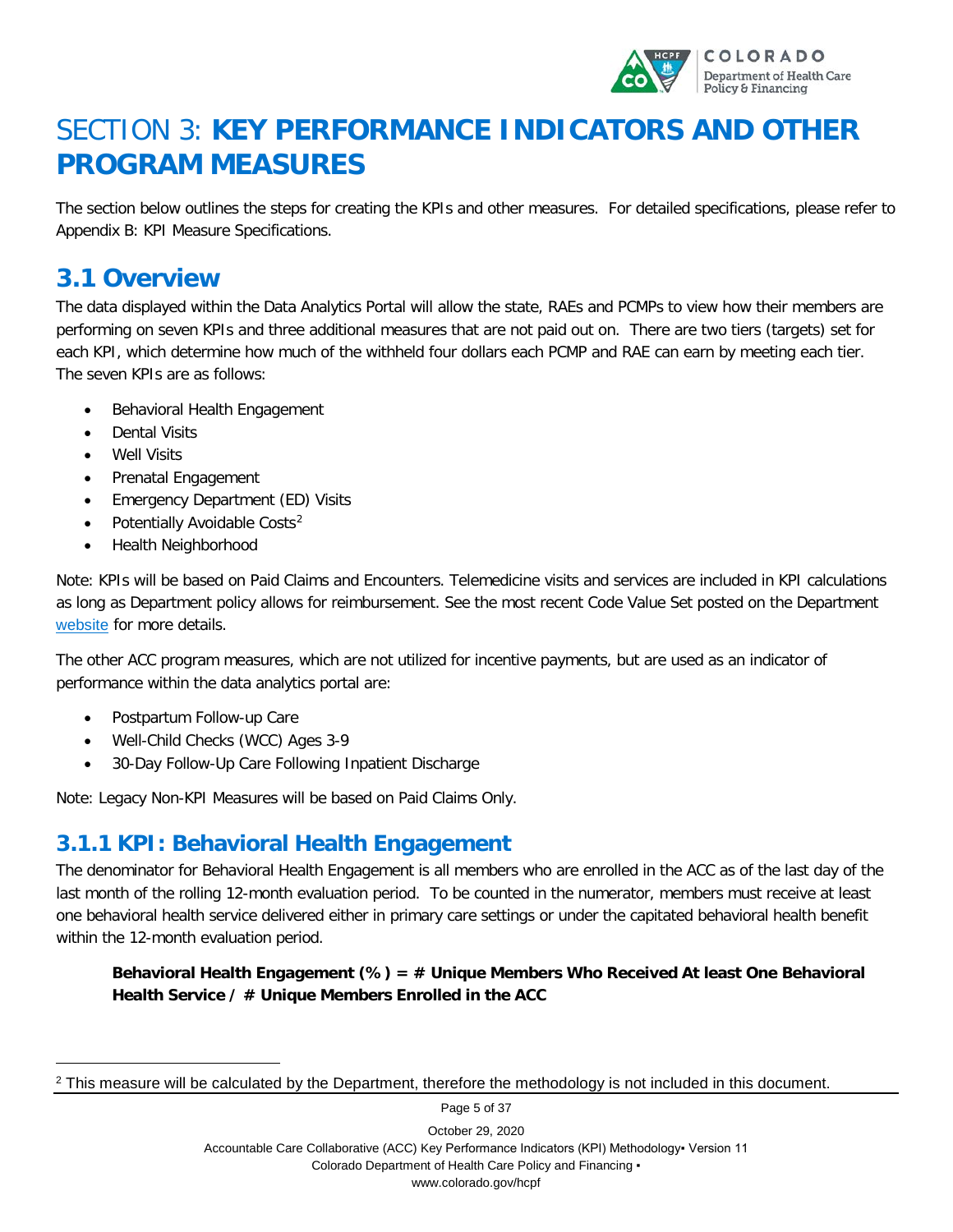# SECTION 3: **KEY PERFORMANCE INDICATORS AND OTHER PROGRAM MEASURES**

The section below outlines the steps for creating the KPIs and other measures. For detailed specifications, please refer to Appendix B: KPI Measure Specifications.

## 3.1 Overview

The data displayed within the Data Analytics Portal will allow the state, RAEs and PCMPs to view how their members are performing on seven KPIs and three additional measures that are not paid out on. There are two tiers (targets) set for each KPI, which determine how much of the withheld four dollars each PCMP and RAE can earn by meeting each tier. The seven KPIs are as follows:

- Behavioral Health Engagement
- Dental Visits
- Well Visits
- Prenatal Engagement
- Emergency Department (ED) Visits
- Potentially Avoidable Costs[2]
- Health Neighborhood

Note: KPIs will be based on Paid Claims and Encounters. Telemedicine visits and services are included in KPI calculations as long as Department policy allows for reimbursement. See the most recent Code Value Set posted on the Department website for more details.

The other ACC program measures, which are not utilized for incentive payments, but are used as an indicator of performance within the data analytics portal are:

- Postpartum Follow-up Care
- Well-Child Checks (WCC) Ages 3-9
- 30-Day Follow-Up Care Following Inpatient Discharge

Note: Legacy Non-KPI Measures will be based on Paid Claims Only.

### 3.1.1 KPI: Behavioral Health Engagement

The denominator for Behavioral Health Engagement is all members who are enrolled in the ACC as of the last day of the last month of the rolling 12-month evaluation period. To be counted in the numerator, members must receive at least one behavioral health service delivered either in primary care settings or under the capitated behavioral health benefit within the 12-month evaluation period.

> **Behavioral Health Engagement (%) = # Unique Members Who Received At least One Behavioral Health Service / # Unique Members Enrolled in the ACC**

[2] This measure will be calculated by the Department, therefore the methodology is not included in this document.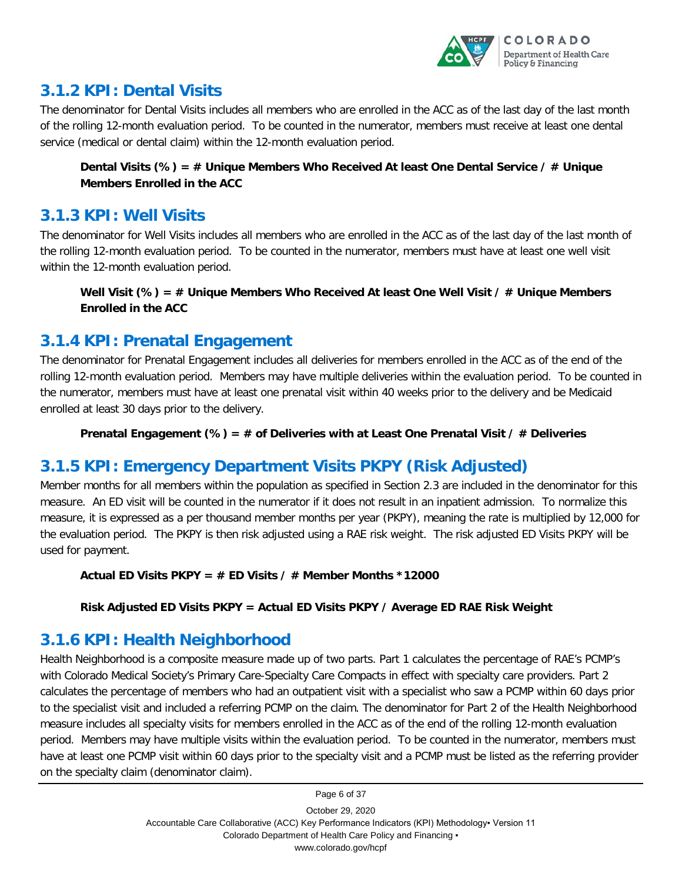### 3.1.2 KPI: Dental Visits

The denominator for Dental Visits includes all members who are enrolled in the ACC as of the last day of the last month of the rolling 12-month evaluation period. To be counted in the numerator, members must receive at least one dental service (medical or dental claim) within the 12-month evaluation period.

> **Dental Visits (%) = # Unique Members Who Received At least One Dental Service / # Unique Members Enrolled in the ACC**

### 3.1.3 KPI: Well Visits

The denominator for Well Visits includes all members who are enrolled in the ACC as of the last day of the last month of the rolling 12-month evaluation period. To be counted in the numerator, members must have at least one well visit within the 12-month evaluation period.

> **Well Visit (%) = # Unique Members Who Received At least One Well Visit / # Unique Members Enrolled in the ACC**

### 3.1.4 KPI: Prenatal Engagement

The denominator for Prenatal Engagement includes all deliveries for members enrolled in the ACC as of the end of the rolling 12-month evaluation period. Members may have multiple deliveries within the evaluation period. To be counted in the numerator, members must have at least one prenatal visit within 40 weeks prior to the delivery and be Medicaid enrolled at least 30 days prior to the delivery.

> **Prenatal Engagement (%) = # of Deliveries with at Least One Prenatal Visit / # Deliveries**

### 3.1.5 KPI: Emergency Department Visits PKPY (Risk Adjusted)

Member months for all members within the population as specified in Section 2.3 are included in the denominator for this measure. An ED visit will be counted in the numerator if it does not result in an inpatient admission. To normalize this measure, it is expressed as a per thousand member months per year (PKPY), meaning the rate is multiplied by 12,000 for the evaluation period. The PKPY is then risk adjusted using a RAE risk weight. The risk adjusted ED Visits PKPY will be used for payment.

> **Actual ED Visits PKPY = # ED Visits / # Member Months *12000**

> **Risk Adjusted ED Visits PKPY = Actual ED Visits PKPY / Average ED RAE Risk Weight**

### 3.1.6 KPI: Health Neighborhood

Health Neighborhood is a composite measure made up of two parts. Part 1 calculates the percentage of RAE's PCMP's with Colorado Medical Society's Primary Care-Specialty Care Compacts in effect with specialty care providers. Part 2 calculates the percentage of members who had an outpatient visit with a specialist who saw a PCMP within 60 days prior to the specialist visit and included a referring PCMP on the claim. The denominator for Part 2 of the Health Neighborhood measure includes all specialty visits for members enrolled in the ACC as of the end of the rolling 12-month evaluation period. Members may have multiple visits within the evaluation period. To be counted in the numerator, members must have at least one PCMP visit within 60 days prior to the specialty visit and a PCMP must be listed as the referring provider on the specialty claim (denominator claim).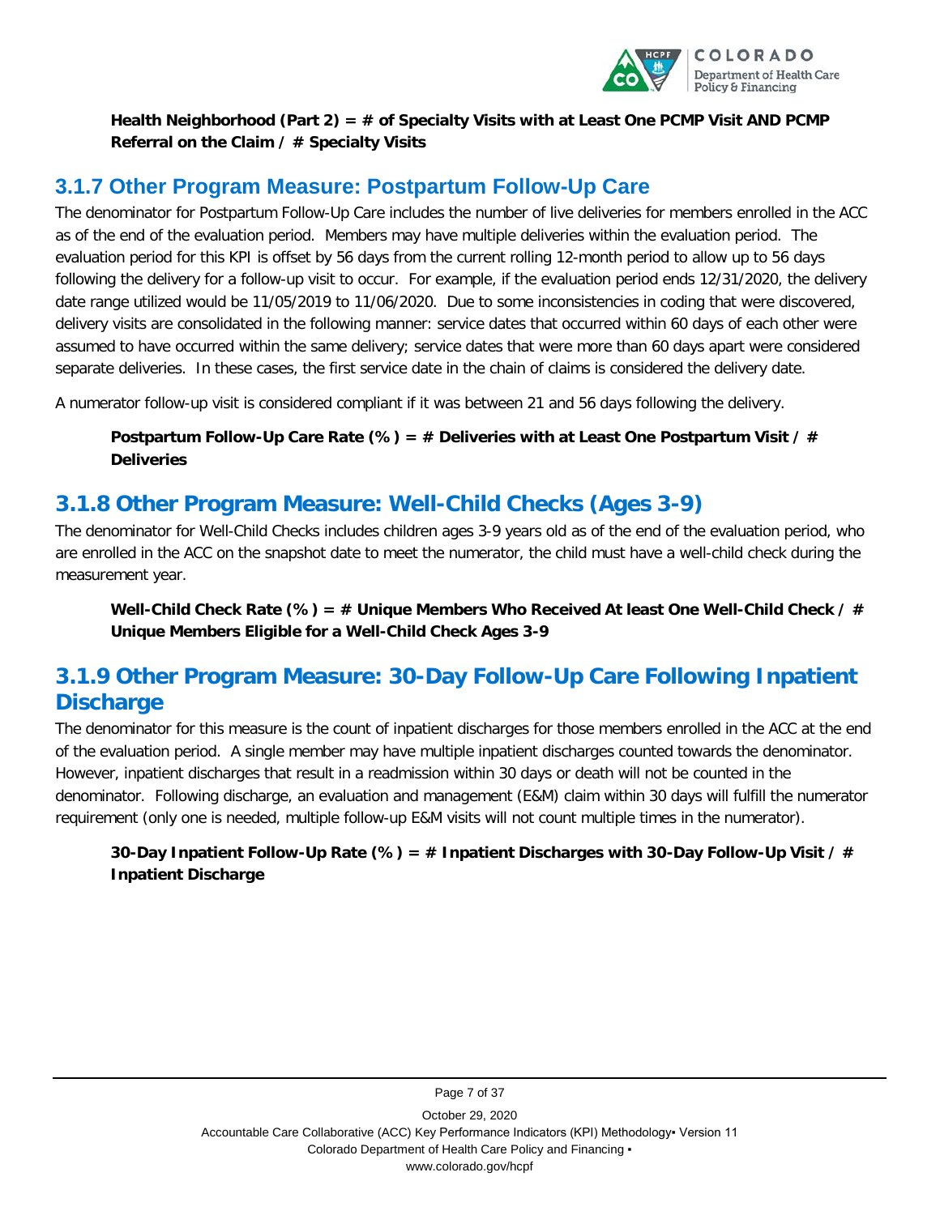**Health Neighborhood (Part 2) = # of Specialty Visits with at Least One PCMP Visit AND PCMP Referral on the Claim / # Specialty Visits**

### 3.1.7 Other Program Measure: Postpartum Follow-Up Care

The denominator for Postpartum Follow-Up Care includes the number of live deliveries for members enrolled in the ACC as of the end of the evaluation period. Members may have multiple deliveries within the evaluation period. The evaluation period for this KPI is offset by 56 days from the current rolling 12-month period to allow up to 56 days following the delivery for a follow-up visit to occur. For example, if the evaluation period ends 12/31/2020, the delivery date range utilized would be 11/05/2019 to 11/06/2020. Due to some inconsistencies in coding that were discovered, delivery visits are consolidated in the following manner: service dates that occurred within 60 days of each other were assumed to have occurred within the same delivery; service dates that were more than 60 days apart were considered separate deliveries. In these cases, the first service date in the chain of claims is considered the delivery date.

A numerator follow-up visit is considered compliant if it was between 21 and 56 days following the delivery.

**Postpartum Follow-Up Care Rate (%) = # Deliveries with at Least One Postpartum Visit / # Deliveries**

### 3.1.8 Other Program Measure: Well-Child Checks (Ages 3-9)

The denominator for Well-Child Checks includes children ages 3-9 years old as of the end of the evaluation period, who are enrolled in the ACC on the snapshot date to meet the numerator, the child must have a well-child check during the measurement year.

**Well-Child Check Rate (%) = # Unique Members Who Received At least One Well-Child Check / # Unique Members Eligible for a Well-Child Check Ages 3-9**

### 3.1.9 Other Program Measure: 30-Day Follow-Up Care Following Inpatient Discharge

The denominator for this measure is the count of inpatient discharges for those members enrolled in the ACC at the end of the evaluation period. A single member may have multiple inpatient discharges counted towards the denominator. However, inpatient discharges that result in a readmission within 30 days or death will not be counted in the denominator. Following discharge, an evaluation and management (E&M) claim within 30 days will fulfill the numerator requirement (only one is needed, multiple follow-up E&M visits will not count multiple times in the numerator).

**30-Day Inpatient Follow-Up Rate (%) = # Inpatient Discharges with 30-Day Follow-Up Visit / # Inpatient Discharge**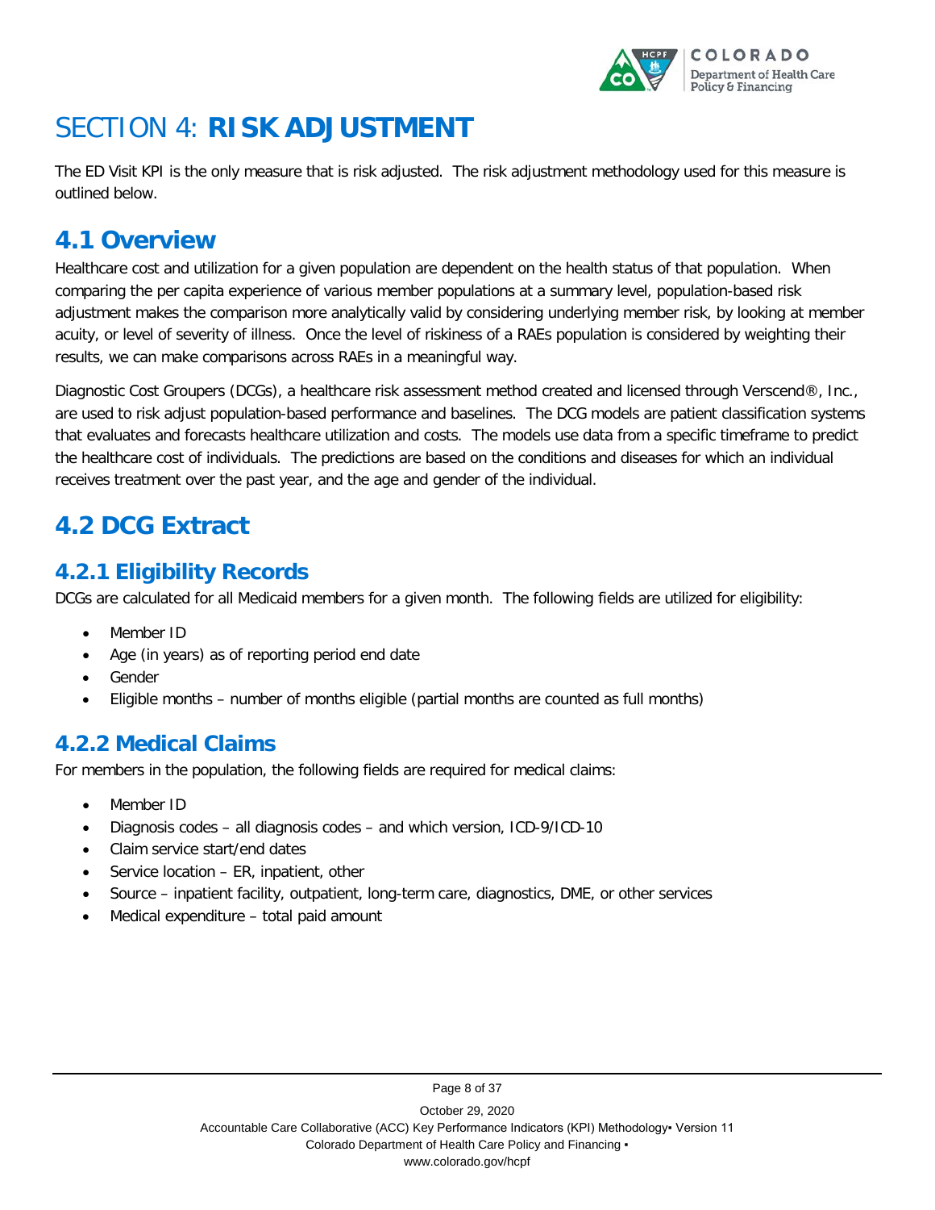# SECTION 4: **RISK ADJUSTMENT**

The ED Visit KPI is the only measure that is risk adjusted. The risk adjustment methodology used for this measure is outlined below.

## 4.1 Overview

Healthcare cost and utilization for a given population are dependent on the health status of that population. When comparing the per capita experience of various member populations at a summary level, population-based risk adjustment makes the comparison more analytically valid by considering underlying member risk, by looking at member acuity, or level of severity of illness. Once the level of riskiness of a RAEs population is considered by weighting their results, we can make comparisons across RAEs in a meaningful way.

Diagnostic Cost Groupers (DCGs), a healthcare risk assessment method created and licensed through Verscend®, Inc., are used to risk adjust population-based performance and baselines. The DCG models are patient classification systems that evaluates and forecasts healthcare utilization and costs. The models use data from a specific timeframe to predict the healthcare cost of individuals. The predictions are based on the conditions and diseases for which an individual receives treatment over the past year, and the age and gender of the individual.

## 4.2 DCG Extract

### 4.2.1 Eligibility Records

DCGs are calculated for all Medicaid members for a given month. The following fields are utilized for eligibility:

- Member ID
- Age (in years) as of reporting period end date
- Gender
- Eligible months – number of months eligible (partial months are counted as full months)

### 4.2.2 Medical Claims

For members in the population, the following fields are required for medical claims:

- Member ID
- Diagnosis codes – all diagnosis codes – and which version, ICD-9/ICD-10
- Claim service start/end dates
- Service location – ER, inpatient, other
- Source – inpatient facility, outpatient, long-term care, diagnostics, DME, or other services
- Medical expenditure – total paid amount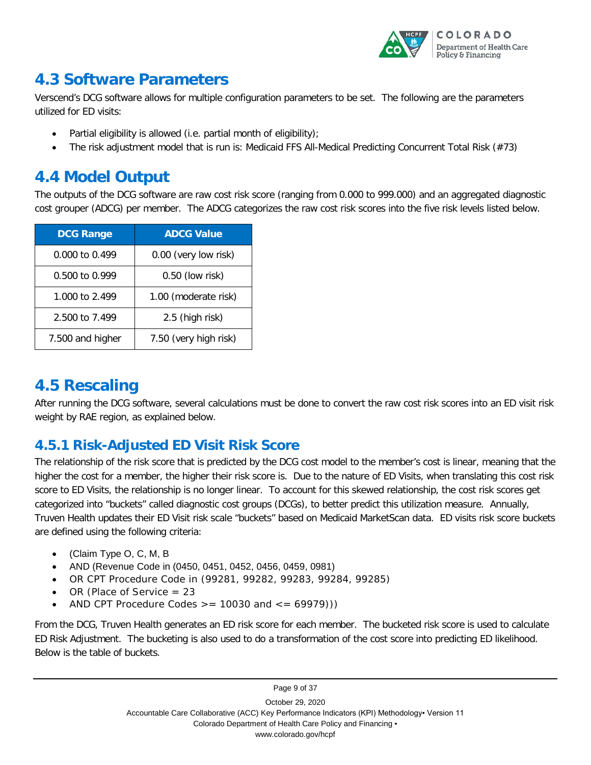## 4.3 Software Parameters

Verscend's DCG software allows for multiple configuration parameters to be set. The following are the parameters utilized for ED visits:

- Partial eligibility is allowed (i.e. partial month of eligibility);
- The risk adjustment model that is run is: Medicaid FFS All-Medical Predicting Concurrent Total Risk (#73)

## 4.4 Model Output

The outputs of the DCG software are raw cost risk score (ranging from 0.000 to 999.000) and an aggregated diagnostic cost grouper (ADCG) per member. The ADCG categorizes the raw cost risk scores into the five risk levels listed below.

| DCG Range | ADCG Value |
|---|---|
| 0.000 to 0.499 | 0.00 (very low risk) |
| 0.500 to 0.999 | 0.50 (low risk) |
| 1.000 to 2.499 | 1.00 (moderate risk) |
| 2.500 to 7.499 | 2.5 (high risk) |
| 7.500 and higher | 7.50 (very high risk) |

## 4.5 Rescaling

After running the DCG software, several calculations must be done to convert the raw cost risk scores into an ED visit risk weight by RAE region, as explained below.

### 4.5.1 Risk-Adjusted ED Visit Risk Score

The relationship of the risk score that is predicted by the DCG cost model to the member's cost is linear, meaning that the higher the cost for a member, the higher their risk score is. Due to the nature of ED Visits, when translating this cost risk score to ED Visits, the relationship is no longer linear. To account for this skewed relationship, the cost risk scores get categorized into "buckets" called diagnostic cost groups (DCGs), to better predict this utilization measure. Annually, Truven Health updates their ED Visit risk scale "buckets" based on Medicaid MarketScan data. ED visits risk score buckets are defined using the following criteria:

- (Claim Type O, C, M, B
- AND (Revenue Code in (0450, 0451, 0452, 0456, 0459, 0981)
- OR CPT Procedure Code in (99281, 99282, 99283, 99284, 99285)
- OR (Place of Service = 23
- AND CPT Procedure Codes >= 10030 and <= 69979)))

From the DCG, Truven Health generates an ED risk score for each member. The bucketed risk score is used to calculate ED Risk Adjustment. The bucketing is also used to do a transformation of the cost score into predicting ED likelihood. Below is the table of buckets.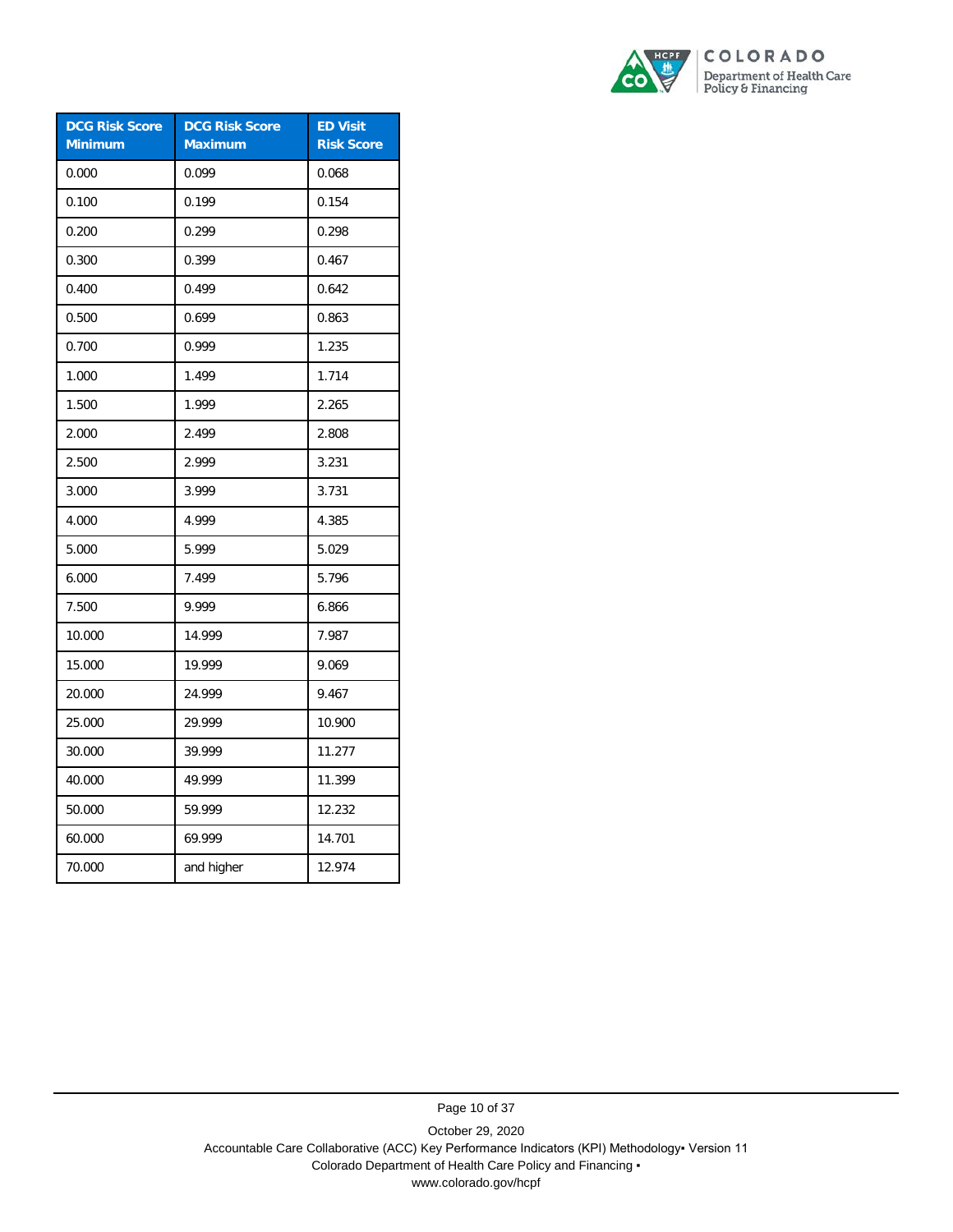| DCG Risk Score Minimum | DCG Risk Score Maximum | ED Visit Risk Score |
|---|---|---|
| 0.000 | 0.099 | 0.068 |
| 0.100 | 0.199 | 0.154 |
| 0.200 | 0.299 | 0.298 |
| 0.300 | 0.399 | 0.467 |
| 0.400 | 0.499 | 0.642 |
| 0.500 | 0.699 | 0.863 |
| 0.700 | 0.999 | 1.235 |
| 1.000 | 1.499 | 1.714 |
| 1.500 | 1.999 | 2.265 |
| 2.000 | 2.499 | 2.808 |
| 2.500 | 2.999 | 3.231 |
| 3.000 | 3.999 | 3.731 |
| 4.000 | 4.999 | 4.385 |
| 5.000 | 5.999 | 5.029 |
| 6.000 | 7.499 | 5.796 |
| 7.500 | 9.999 | 6.866 |
| 10.000 | 14.999 | 7.987 |
| 15.000 | 19.999 | 9.069 |
| 20.000 | 24.999 | 9.467 |
| 25.000 | 29.999 | 10.900 |
| 30.000 | 39.999 | 11.277 |
| 40.000 | 49.999 | 11.399 |
| 50.000 | 59.999 | 12.232 |
| 60.000 | 69.999 | 14.701 |
| 70.000 | and higher | 12.974 |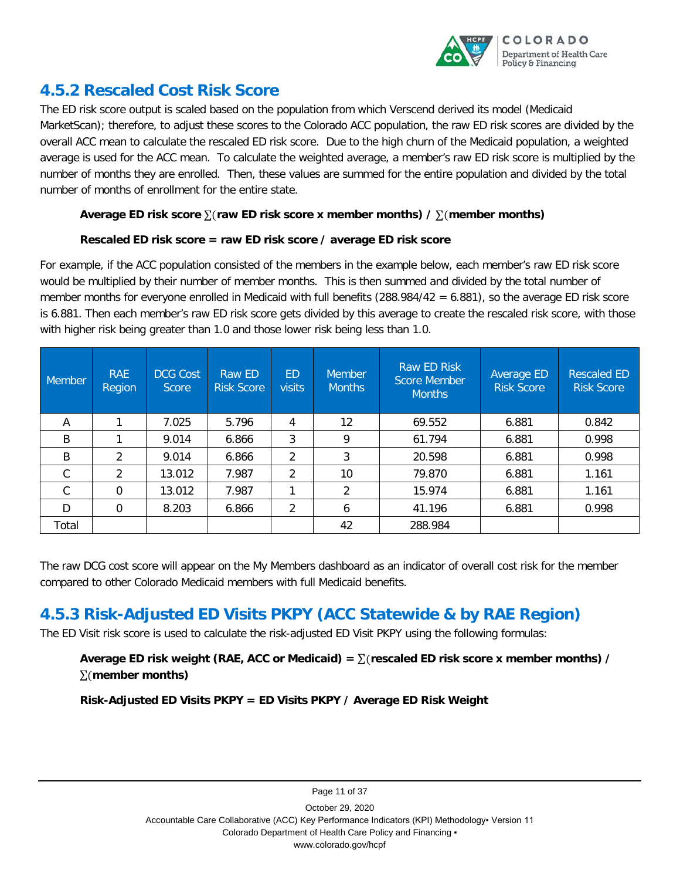## 4.5.2 Rescaled Cost Risk Score

The ED risk score output is scaled based on the population from which Verscend derived its model (Medicaid MarketScan); therefore, to adjust these scores to the Colorado ACC population, the raw ED risk scores are divided by the overall ACC mean to calculate the rescaled ED risk score. Due to the high churn of the Medicaid population, a weighted average is used for the ACC mean. To calculate the weighted average, a member's raw ED risk score is multiplied by the number of months they are enrolled. Then, these values are summed for the entire population and divided by the total number of months of enrollment for the entire state.

**Average ED risk score ∑(raw ED risk score x member months) / ∑(member months)**

**Rescaled ED risk score = raw ED risk score / average ED risk score**

For example, if the ACC population consisted of the members in the example below, each member's raw ED risk score would be multiplied by their number of member months. This is then summed and divided by the total number of member months for everyone enrolled in Medicaid with full benefits (288.984/42 = 6.881), so the average ED risk score is 6.881. Then each member's raw ED risk score gets divided by this average to create the rescaled risk score, with those with higher risk being greater than 1.0 and those lower risk being less than 1.0.

| Member | RAE Region | DCG Cost Score | Raw ED Risk Score | ED visits | Member Months | Raw ED Risk Score Member Months | Average ED Risk Score | Rescaled ED Risk Score |
|---|---|---|---|---|---|---|---|---|
| A | 1 | 7.025 | 5.796 | 4 | 12 | 69.552 | 6.881 | 0.842 |
| B | 1 | 9.014 | 6.866 | 3 | 9 | 61.794 | 6.881 | 0.998 |
| B | 2 | 9.014 | 6.866 | 2 | 3 | 20.598 | 6.881 | 0.998 |
| C | 2 | 13.012 | 7.987 | 2 | 10 | 79.870 | 6.881 | 1.161 |
| C | 0 | 13.012 | 7.987 | 1 | 2 | 15.974 | 6.881 | 1.161 |
| D | 0 | 8.203 | 6.866 | 2 | 6 | 41.196 | 6.881 | 0.998 |
| Total | | | | | 42 | 288.984 | | |

The raw DCG cost score will appear on the My Members dashboard as an indicator of overall cost risk for the member compared to other Colorado Medicaid members with full Medicaid benefits.

## 4.5.3 Risk-Adjusted ED Visits PKPY (ACC Statewide & by RAE Region)

The ED Visit risk score is used to calculate the risk-adjusted ED Visit PKPY using the following formulas:

**Average ED risk weight (RAE, ACC or Medicaid) = ∑(rescaled ED risk score x member months) / ∑(member months)**

**Risk-Adjusted ED Visits PKPY = ED Visits PKPY / Average ED Risk Weight**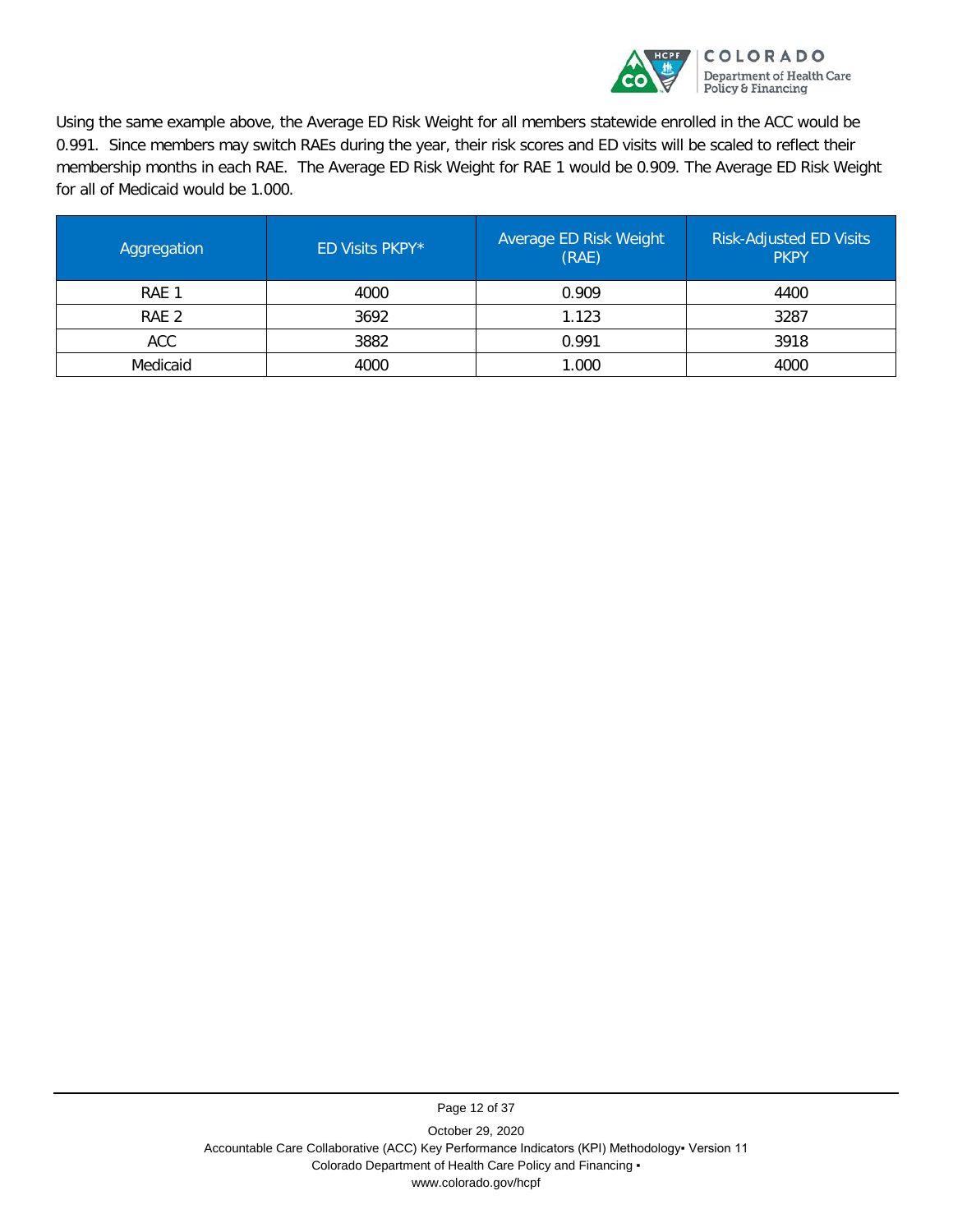Using the same example above, the Average ED Risk Weight for all members statewide enrolled in the ACC would be 0.991. Since members may switch RAEs during the year, their risk scores and ED visits will be scaled to reflect their membership months in each RAE. The Average ED Risk Weight for RAE 1 would be 0.909. The Average ED Risk Weight for all of Medicaid would be 1.000.

| Aggregation | ED Visits PKPY* | Average ED Risk Weight (RAE) | Risk-Adjusted ED Visits PKPY |
|---|---|---|---|
| RAE 1 | 4000 | 0.909 | 4400 |
| RAE 2 | 3692 | 1.123 | 3287 |
| ACC | 3882 | 0.991 | 3918 |
| Medicaid | 4000 | 1.000 | 4000 |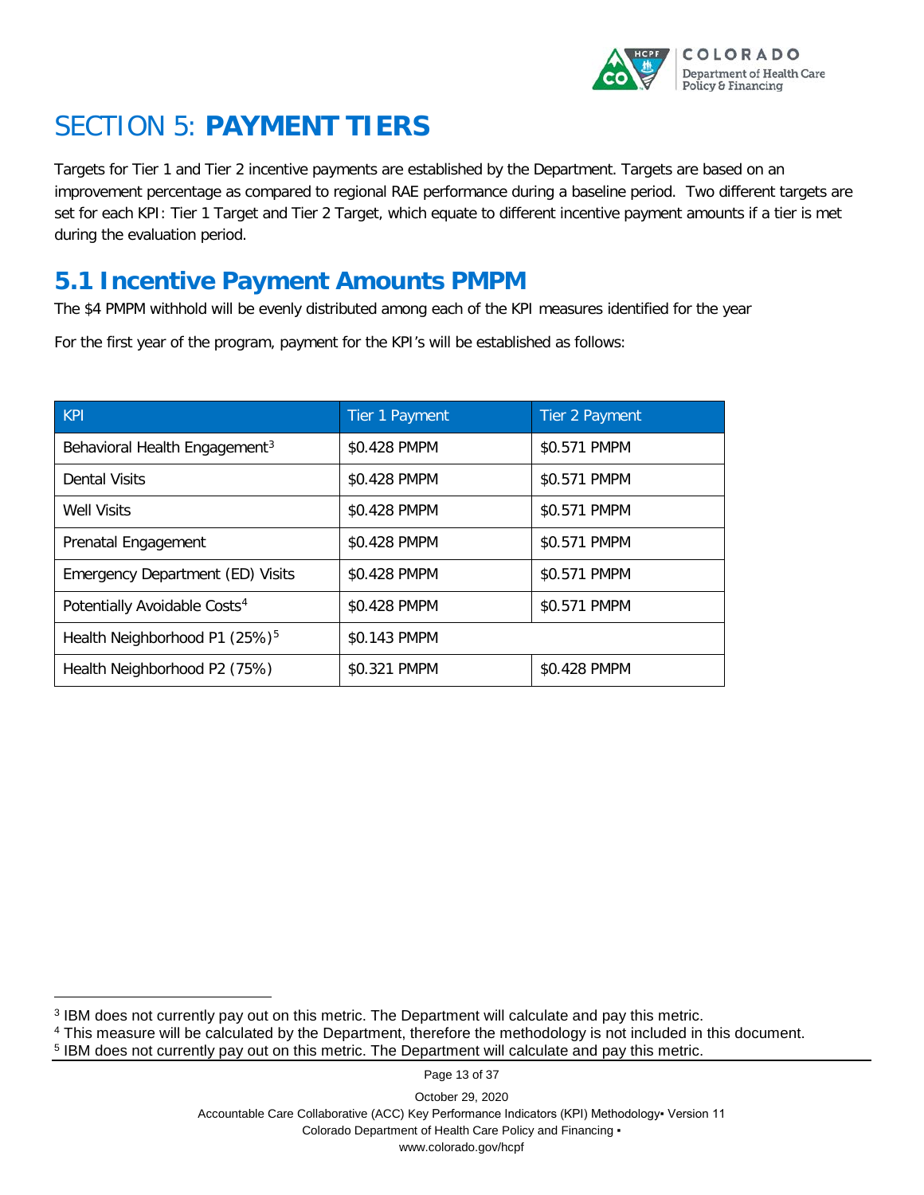# SECTION 5: **PAYMENT TIERS**

Targets for Tier 1 and Tier 2 incentive payments are established by the Department. Targets are based on an improvement percentage as compared to regional RAE performance during a baseline period. Two different targets are set for each KPI: Tier 1 Target and Tier 2 Target, which equate to different incentive payment amounts if a tier is met during the evaluation period.

## 5.1 Incentive Payment Amounts PMPM

The $4 PMPM withhold will be evenly distributed among each of the KPI measures identified for the year

For the first year of the program, payment for the KPI's will be established as follows:

| KPI | Tier 1 Payment | Tier 2 Payment |
|---|---|---|
| Behavioral Health Engagement[3] | $0.428 PMPM | $0.571 PMPM |
| Dental Visits | $0.428 PMPM | $0.571 PMPM |
| Well Visits | $0.428 PMPM | $0.571 PMPM |
| Prenatal Engagement | $0.428 PMPM | $0.571 PMPM |
| Emergency Department (ED) Visits | $0.428 PMPM | $0.571 PMPM |
| Potentially Avoidable Costs[4] | $0.428 PMPM | $0.571 PMPM |
| Health Neighborhood P1 (25%)[5] | $0.143 PMPM | |
| Health Neighborhood P2 (75%) | $0.321 PMPM | $0.428 PMPM |

[3] IBM does not currently pay out on this metric. The Department will calculate and pay this metric.

[4] This measure will be calculated by the Department, therefore the methodology is not included in this document.

[5] IBM does not currently pay out on this metric. The Department will calculate and pay this metric.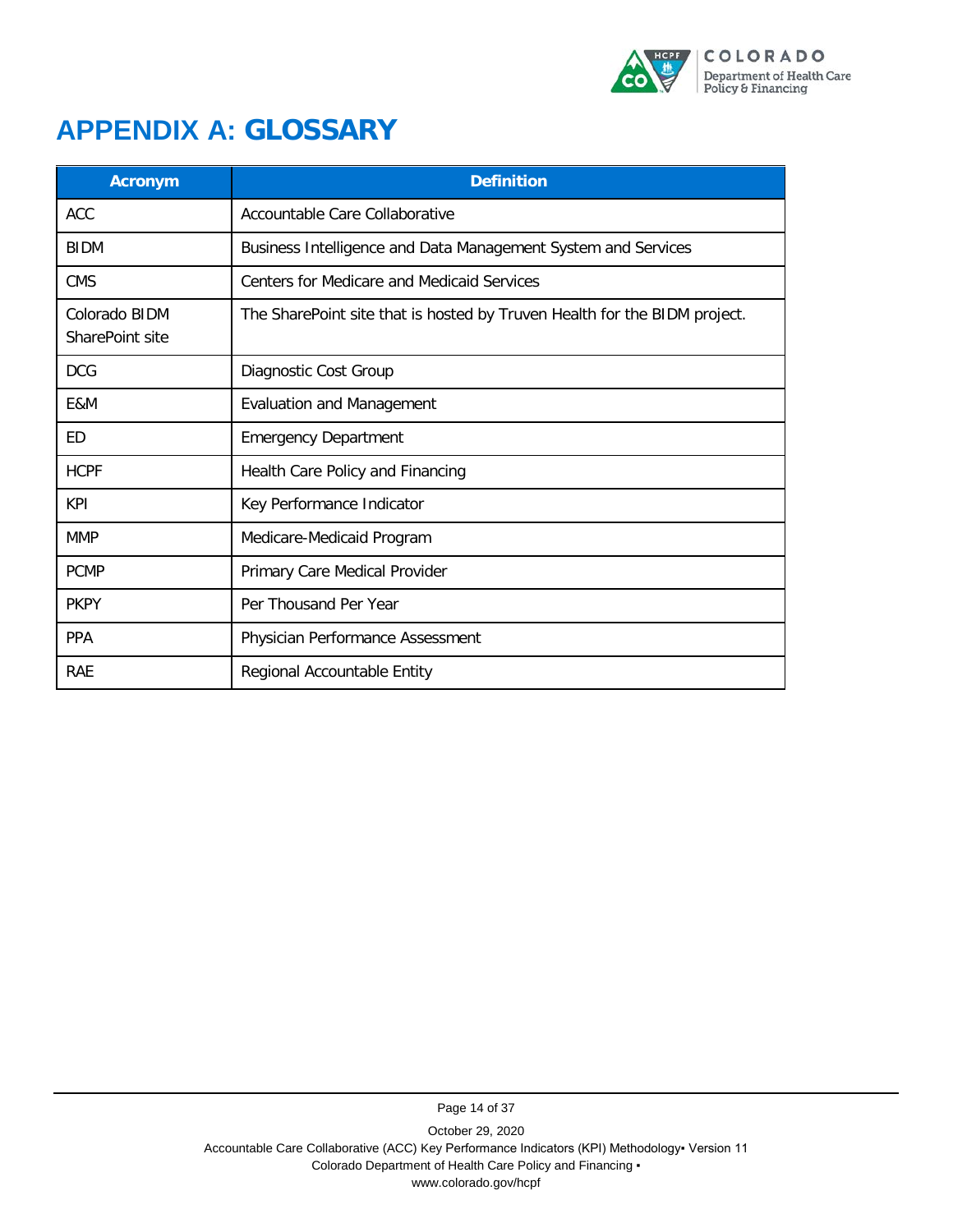# APPENDIX A: GLOSSARY

| Acronym | Definition |
|---|---|
| ACC | Accountable Care Collaborative |
| BIDM | Business Intelligence and Data Management System and Services |
| CMS | Centers for Medicare and Medicaid Services |
| Colorado BIDM SharePoint site | The SharePoint site that is hosted by Truven Health for the BIDM project. |
| DCG | Diagnostic Cost Group |
| E&M | Evaluation and Management |
| ED | Emergency Department |
| HCPF | Health Care Policy and Financing |
| KPI | Key Performance Indicator |
| MMP | Medicare-Medicaid Program |
| PCMP | Primary Care Medical Provider |
| PKPY | Per Thousand Per Year |
| PPA | Physician Performance Assessment |
| RAE | Regional Accountable Entity |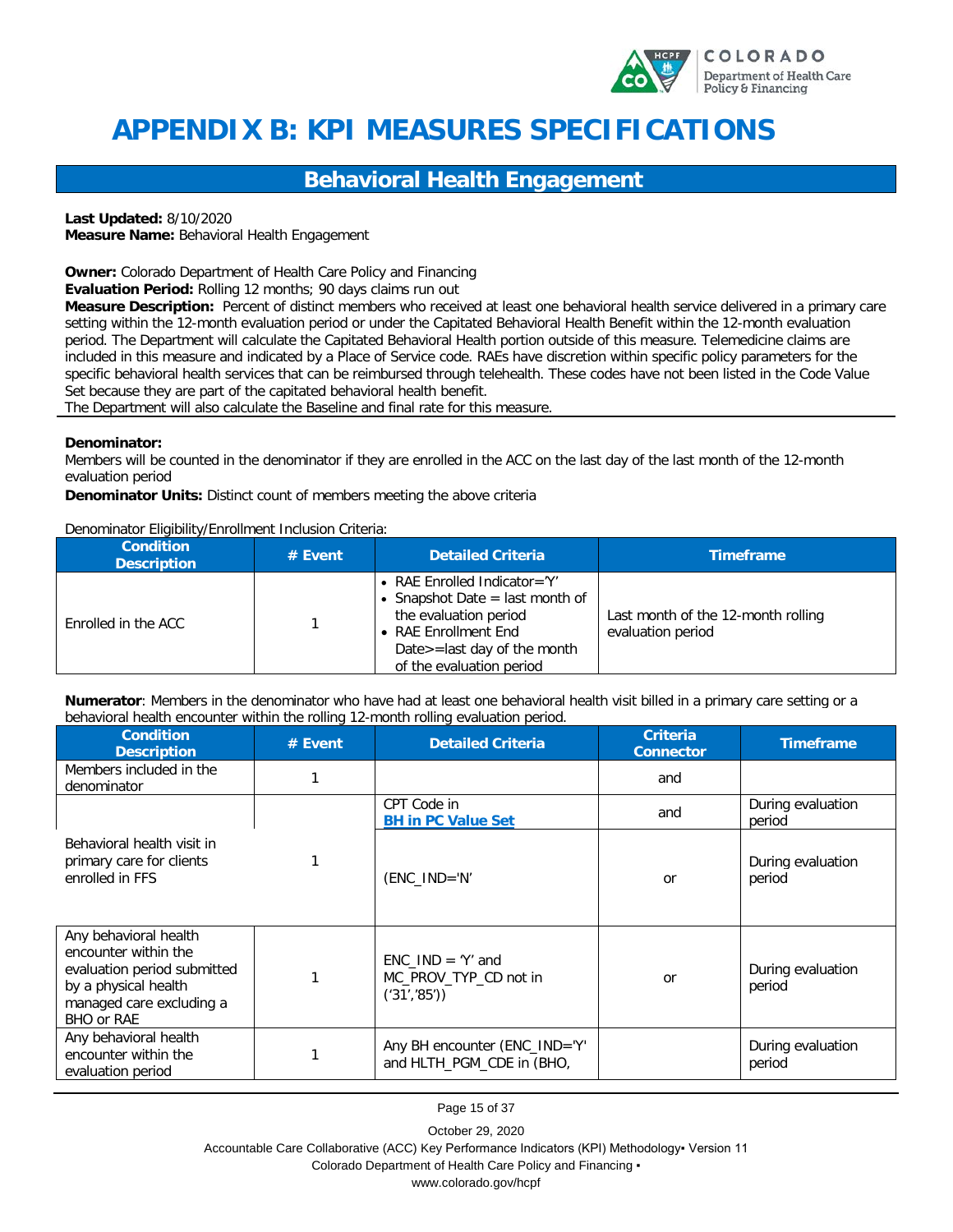# APPENDIX B: KPI MEASURES SPECIFICATIONS

## Behavioral Health Engagement

**Last Updated:** 8/10/2020
**Measure Name:** Behavioral Health Engagement

**Owner:** Colorado Department of Health Care Policy and Financing
**Evaluation Period:** Rolling 12 months; 90 days claims run out
**Measure Description:** Percent of distinct members who received at least one behavioral health service delivered in a primary care setting within the 12-month evaluation period or under the Capitated Behavioral Health Benefit within the 12-month evaluation period. The Department will calculate the Capitated Behavioral Health portion outside of this measure. Telemedicine claims are included in this measure and indicated by a Place of Service code. RAEs have discretion within specific policy parameters for the specific behavioral health services that can be reimbursed through telehealth. These codes have not been listed in the Code Value Set because they are part of the capitated behavioral health benefit.
The Department will also calculate the Baseline and final rate for this measure.

**Denominator:**
Members will be counted in the denominator if they are enrolled in the ACC on the last day of the last month of the 12-month evaluation period
**Denominator Units:** Distinct count of members meeting the above criteria

Denominator Eligibility/Enrollment Inclusion Criteria:

| Condition Description | # Event | Detailed Criteria | Timeframe |
|---|---|---|---|
| Enrolled in the ACC | 1 | • RAE Enrolled Indicator='Y'<br>• Snapshot Date = last month of the evaluation period<br>• RAE Enrollment End Date>=last day of the month of the evaluation period | Last month of the 12-month rolling evaluation period |

**Numerator**: Members in the denominator who have had at least one behavioral health visit billed in a primary care setting or a behavioral health encounter within the rolling 12-month rolling evaluation period.

| Condition Description | # Event | Detailed Criteria | Criteria Connector | Timeframe |
|---|---|---|---|---|
| Members included in the denominator | 1 | | and | |
| Behavioral health visit in primary care for clients enrolled in FFS | 1 | CPT Code in **BH in PC Value Set** | and | During evaluation period |
| | | (ENC_IND='N' | or | During evaluation period |
| Any behavioral health encounter within the evaluation period submitted by a physical health managed care excluding a BHO or RAE | 1 | ENC_IND = 'Y' and MC_PROV_TYP_CD not in ('31','85')) | or | During evaluation period |
| Any behavioral health encounter within the evaluation period | 1 | Any BH encounter (ENC_IND='Y' and HLTH_PGM_CDE in (BHO, | | During evaluation period |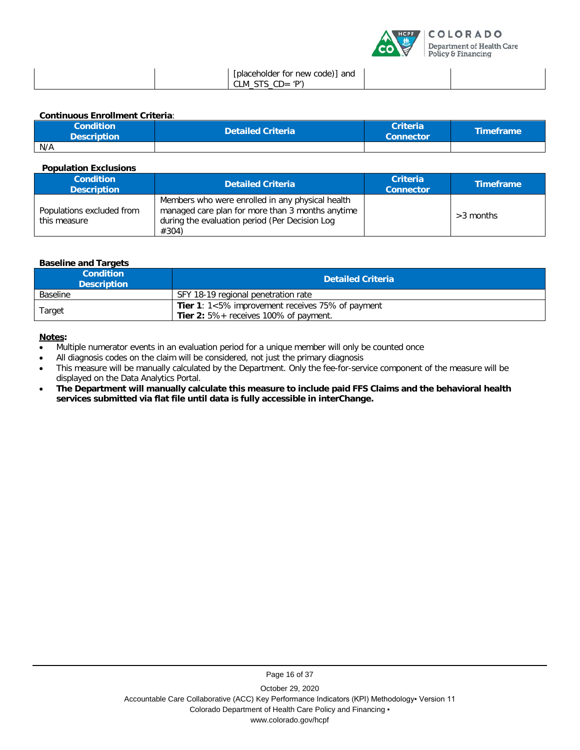| | | | | |
|---|---|---|---|---|
| | | [placeholder for new code)] and CLM_STS_CD= 'P') | | |

**Continuous Enrollment Criteria**:

| Condition Description | Detailed Criteria | Criteria Connector | Timeframe |
|---|---|---|---|
| N/A | | | |

**Population Exclusions**

| Condition Description | Detailed Criteria | Criteria Connector | Timeframe |
|---|---|---|---|
| Populations excluded from this measure | Members who were enrolled in any physical health managed care plan for more than 3 months anytime during the evaluation period (Per Decision Log #304) | | >3 months |

**Baseline and Targets**

| Condition Description | Detailed Criteria |
|---|---|
| Baseline | SFY 18-19 regional penetration rate |
| Target | **Tier 1**: 1<5% improvement receives 75% of payment<br>**Tier 2:** 5%+ receives 100% of payment. |

**Notes:**

- Multiple numerator events in an evaluation period for a unique member will only be counted once
- All diagnosis codes on the claim will be considered, not just the primary diagnosis
- This measure will be manually calculated by the Department. Only the fee-for-service component of the measure will be displayed on the Data Analytics Portal.
- **The Department will manually calculate this measure to include paid FFS Claims and the behavioral health services submitted via flat file until data is fully accessible in interChange.**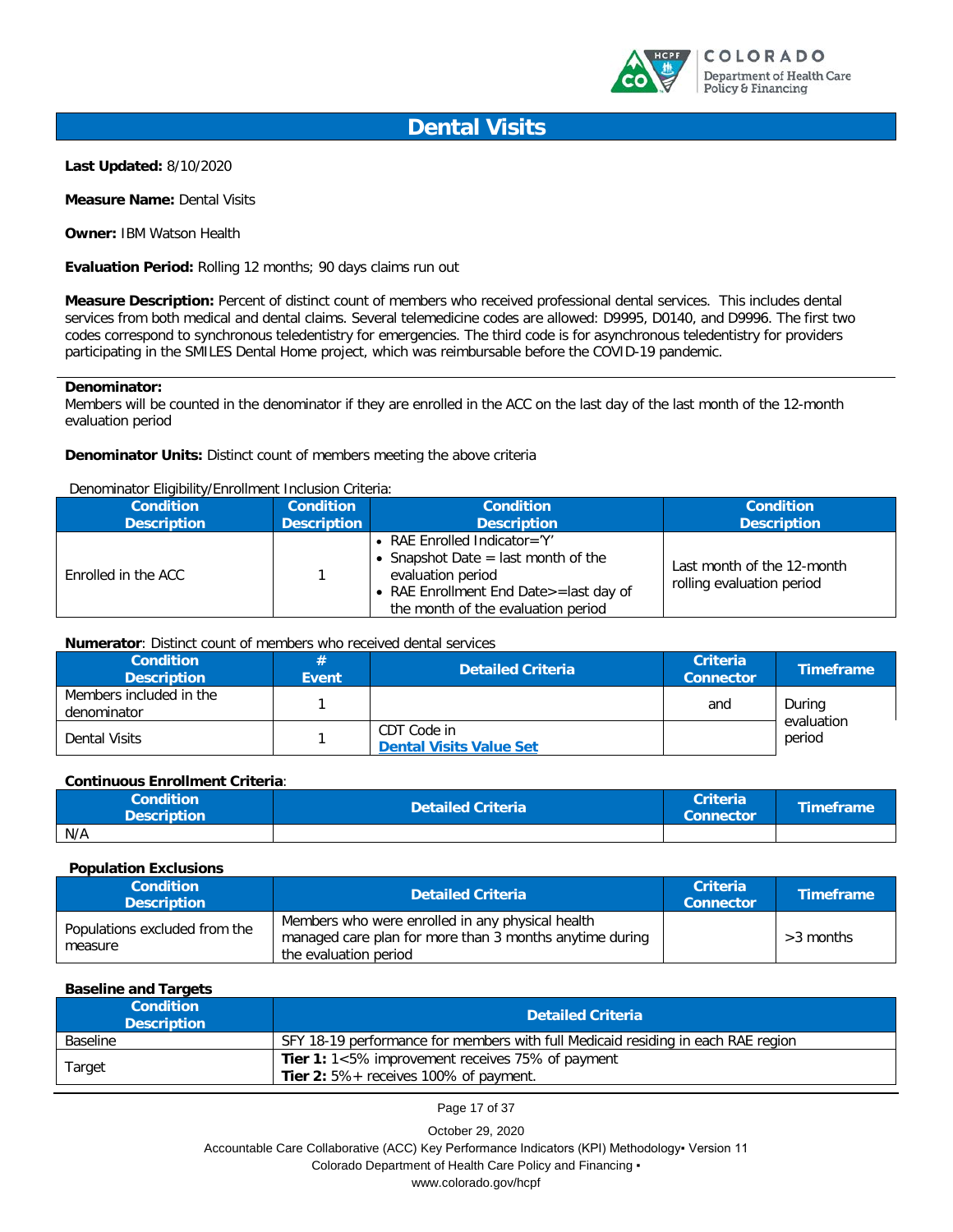# Dental Visits

**Last Updated:** 8/10/2020

**Measure Name:** Dental Visits

**Owner:** IBM Watson Health

**Evaluation Period:** Rolling 12 months; 90 days claims run out

**Measure Description:** Percent of distinct count of members who received professional dental services. This includes dental services from both medical and dental claims. Several telemedicine codes are allowed: D9995, D0140, and D9996. The first two codes correspond to synchronous teledentistry for emergencies. The third code is for asynchronous teledentistry for providers participating in the SMILES Dental Home project, which was reimbursable before the COVID-19 pandemic.

**Denominator:**
Members will be counted in the denominator if they are enrolled in the ACC on the last day of the last month of the 12-month evaluation period

**Denominator Units:** Distinct count of members meeting the above criteria

Denominator Eligibility/Enrollment Inclusion Criteria:

| Condition Description | Condition Description | Condition Description | Condition Description |
|---|---|---|---|
| Enrolled in the ACC | 1 | • RAE Enrolled Indicator='Y'<br>• Snapshot Date = last month of the evaluation period<br>• RAE Enrollment End Date>=last day of the month of the evaluation period | Last month of the 12-month rolling evaluation period |

**Numerator**: Distinct count of members who received dental services

| Condition Description | # Event | Detailed Criteria | Criteria Connector | Timeframe |
|---|---|---|---|---|
| Members included in the denominator | 1 | | and | During evaluation period |
| Dental Visits | 1 | CDT Code in **Dental Visits Value Set** | | |

**Continuous Enrollment Criteria**:

| Condition Description | Detailed Criteria | Criteria Connector | Timeframe |
|---|---|---|---|
| N/A | | | |

**Population Exclusions**

| Condition Description | Detailed Criteria | Criteria Connector | Timeframe |
|---|---|---|---|
| Populations excluded from the measure | Members who were enrolled in any physical health managed care plan for more than 3 months anytime during the evaluation period | | >3 months |

**Baseline and Targets**

| Condition Description | Detailed Criteria |
|---|---|
| Baseline | SFY 18-19 performance for members with full Medicaid residing in each RAE region |
| Target | **Tier 1:** 1<5% improvement receives 75% of payment<br>**Tier 2:** 5%+ receives 100% of payment. |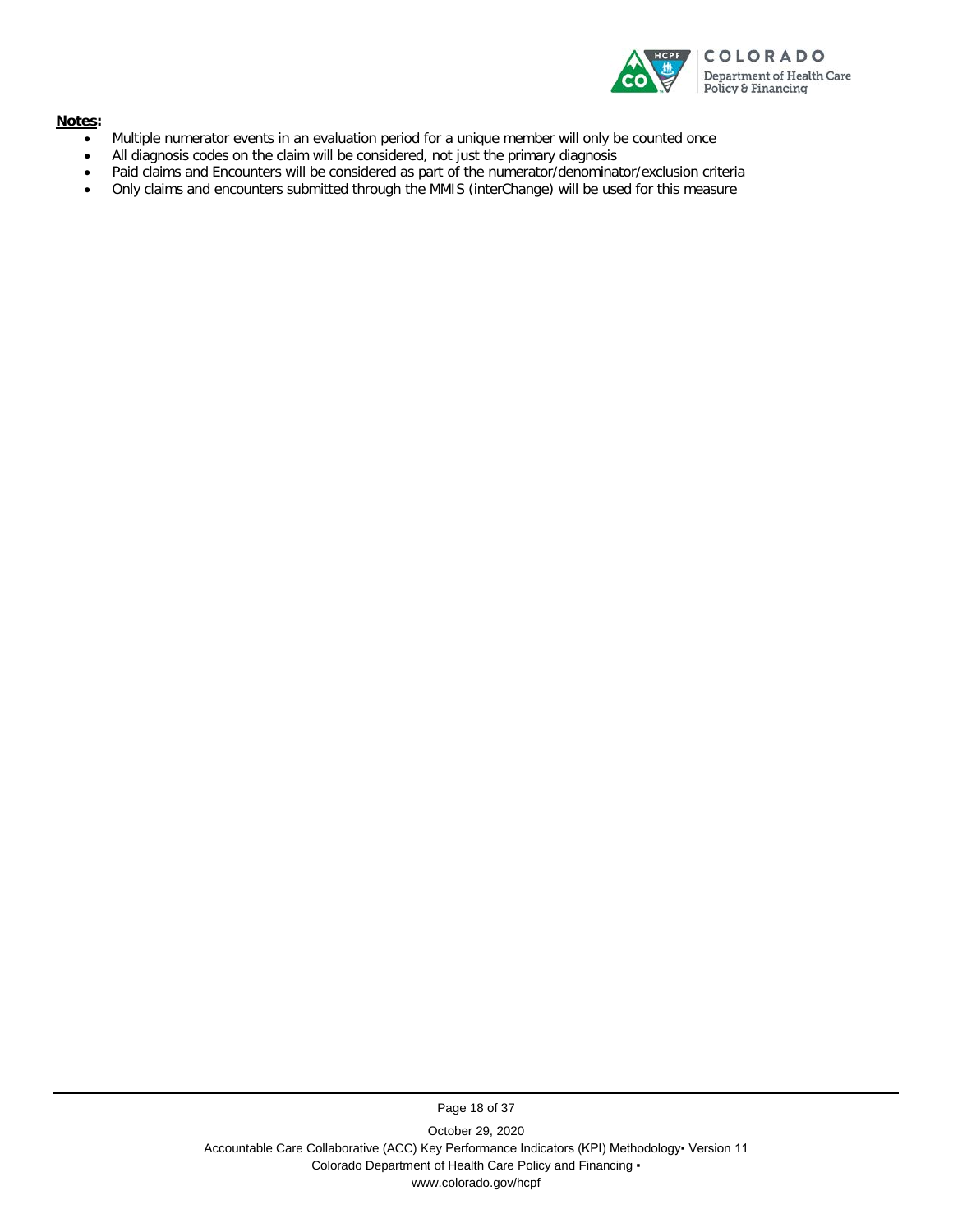**Notes:**

- Multiple numerator events in an evaluation period for a unique member will only be counted once
- All diagnosis codes on the claim will be considered, not just the primary diagnosis
- Paid claims and Encounters will be considered as part of the numerator/denominator/exclusion criteria
- Only claims and encounters submitted through the MMIS (interChange) will be used for this measure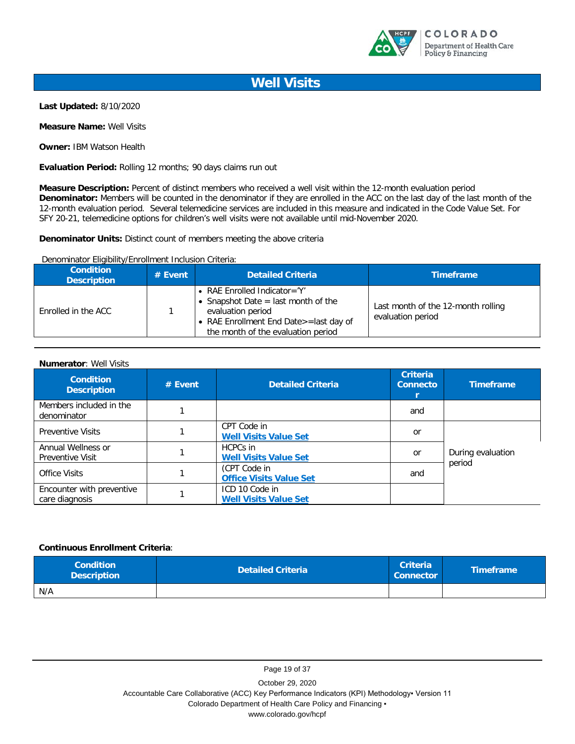# Well Visits

**Last Updated:** 8/10/2020

**Measure Name:** Well Visits

**Owner:** IBM Watson Health

**Evaluation Period:** Rolling 12 months; 90 days claims run out

**Measure Description:** Percent of distinct members who received a well visit within the 12-month evaluation period
**Denominator:** Members will be counted in the denominator if they are enrolled in the ACC on the last day of the last month of the 12-month evaluation period. Several telemedicine services are included in this measure and indicated in the Code Value Set. For SFY 20-21, telemedicine options for children's well visits were not available until mid-November 2020.

**Denominator Units:** Distinct count of members meeting the above criteria

Denominator Eligibility/Enrollment Inclusion Criteria:

| Condition Description | # Event | Detailed Criteria | Timeframe |
|---|---|---|---|
| Enrolled in the ACC | 1 | • RAE Enrolled Indicator='Y'<br>• Snapshot Date = last month of the evaluation period<br>• RAE Enrollment End Date>=last day of the month of the evaluation period | Last month of the 12-month rolling evaluation period |

**Numerator**: Well Visits

| Condition Description | # Event | Detailed Criteria | Criteria Connector | Timeframe |
|---|---|---|---|---|
| Members included in the denominator | 1 | | and | |
| Preventive Visits | 1 | CPT Code in **Well Visits Value Set** | or | During evaluation period |
| Annual Wellness or Preventive Visit | 1 | HCPCs in **Well Visits Value Set** | or | |
| Office Visits | 1 | (CPT Code in **Office Visits Value Set** | and | |
| Encounter with preventive care diagnosis | 1 | ICD 10 Code in **Well Visits Value Set** | | |

**Continuous Enrollment Criteria**:

| Condition Description | Detailed Criteria | Criteria Connector | Timeframe |
|---|---|---|---|
| N/A | | | |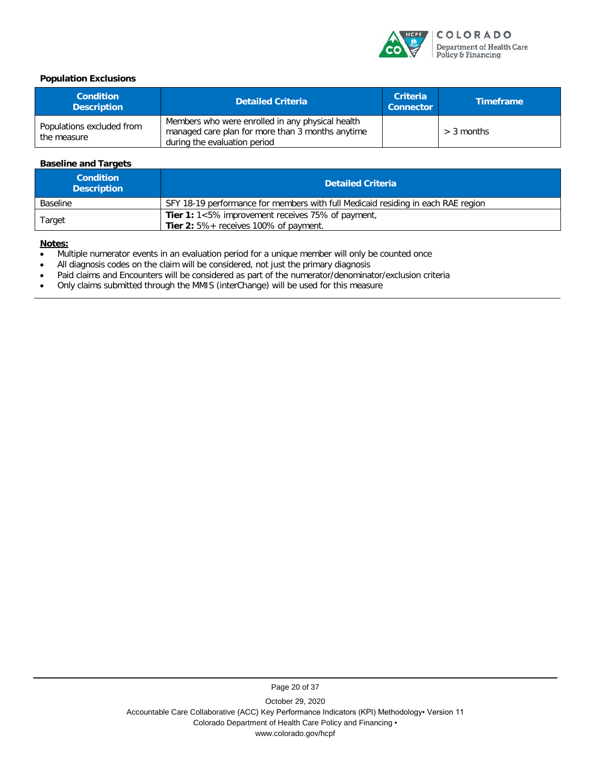**Population Exclusions**

| Condition Description | Detailed Criteria | Criteria Connector | Timeframe |
|---|---|---|---|
| Populations excluded from the measure | Members who were enrolled in any physical health managed care plan for more than 3 months anytime during the evaluation period | | > 3 months |

**Baseline and Targets**

| Condition Description | Detailed Criteria |
|---|---|
| Baseline | SFY 18-19 performance for members with full Medicaid residing in each RAE region |
| Target | **Tier 1:** 1<5% improvement receives 75% of payment,<br>**Tier 2:** 5%+ receives 100% of payment. |

**Notes:**

- Multiple numerator events in an evaluation period for a unique member will only be counted once
- All diagnosis codes on the claim will be considered, not just the primary diagnosis
- Paid claims and Encounters will be considered as part of the numerator/denominator/exclusion criteria
- Only claims submitted through the MMIS (interChange) will be used for this measure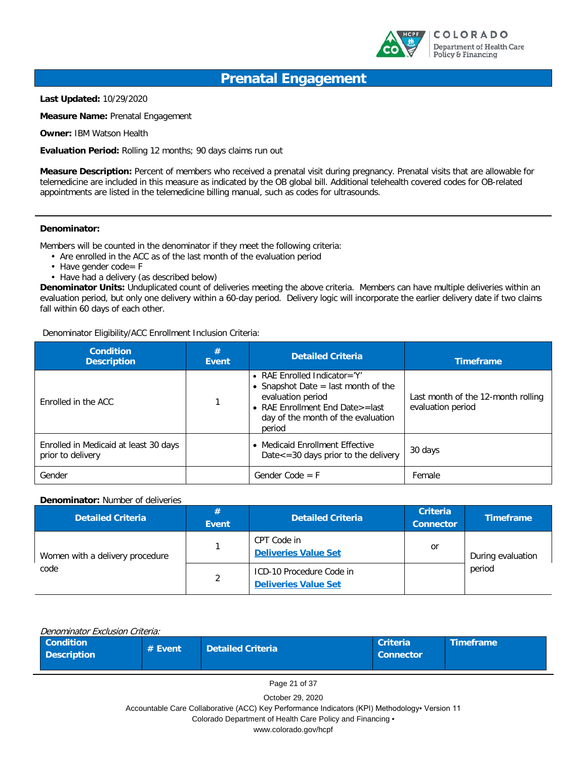# Prenatal Engagement

**Last Updated:** 10/29/2020

**Measure Name:** Prenatal Engagement

**Owner:** IBM Watson Health

**Evaluation Period:** Rolling 12 months; 90 days claims run out

**Measure Description:** Percent of members who received a prenatal visit during pregnancy. Prenatal visits that are allowable for telemedicine are included in this measure as indicated by the OB global bill. Additional telehealth covered codes for OB-related appointments are listed in the telemedicine billing manual, such as codes for ultrasounds.

---

**Denominator:**

Members will be counted in the denominator if they meet the following criteria:

- Are enrolled in the ACC as of the last month of the evaluation period
- Have gender code= F
- Have had a delivery (as described below)

**Denominator Units:** Unduplicated count of deliveries meeting the above criteria. Members can have multiple deliveries within an evaluation period, but only one delivery within a 60-day period. Delivery logic will incorporate the earlier delivery date if two claims fall within 60 days of each other.

Denominator Eligibility/ACC Enrollment Inclusion Criteria:

| Condition Description | # Event | Detailed Criteria | Timeframe |
|---|---|---|---|
| Enrolled in the ACC | 1 | • RAE Enrolled Indicator='Y'<br>• Snapshot Date = last month of the evaluation period<br>• RAE Enrollment End Date>=last day of the month of the evaluation period | Last month of the 12-month rolling evaluation period |
| Enrolled in Medicaid at least 30 days prior to delivery | | • Medicaid Enrollment Effective Date<=30 days prior to the delivery | 30 days |
| Gender | | Gender Code = F | Female |

**Denominator:** Number of deliveries

| Detailed Criteria | # Event | Detailed Criteria | Criteria Connector | Timeframe |
|---|---|---|---|---|
| Women with a delivery procedure code | 1 | CPT Code in **Deliveries Value Set** | or | During evaluation period |
| | 2 | ICD-10 Procedure Code in **Deliveries Value Set** | | |

*Denominator Exclusion Criteria:*

| Condition Description | # Event | Detailed Criteria | Criteria Connector | Timeframe |
|---|---|---|---|---|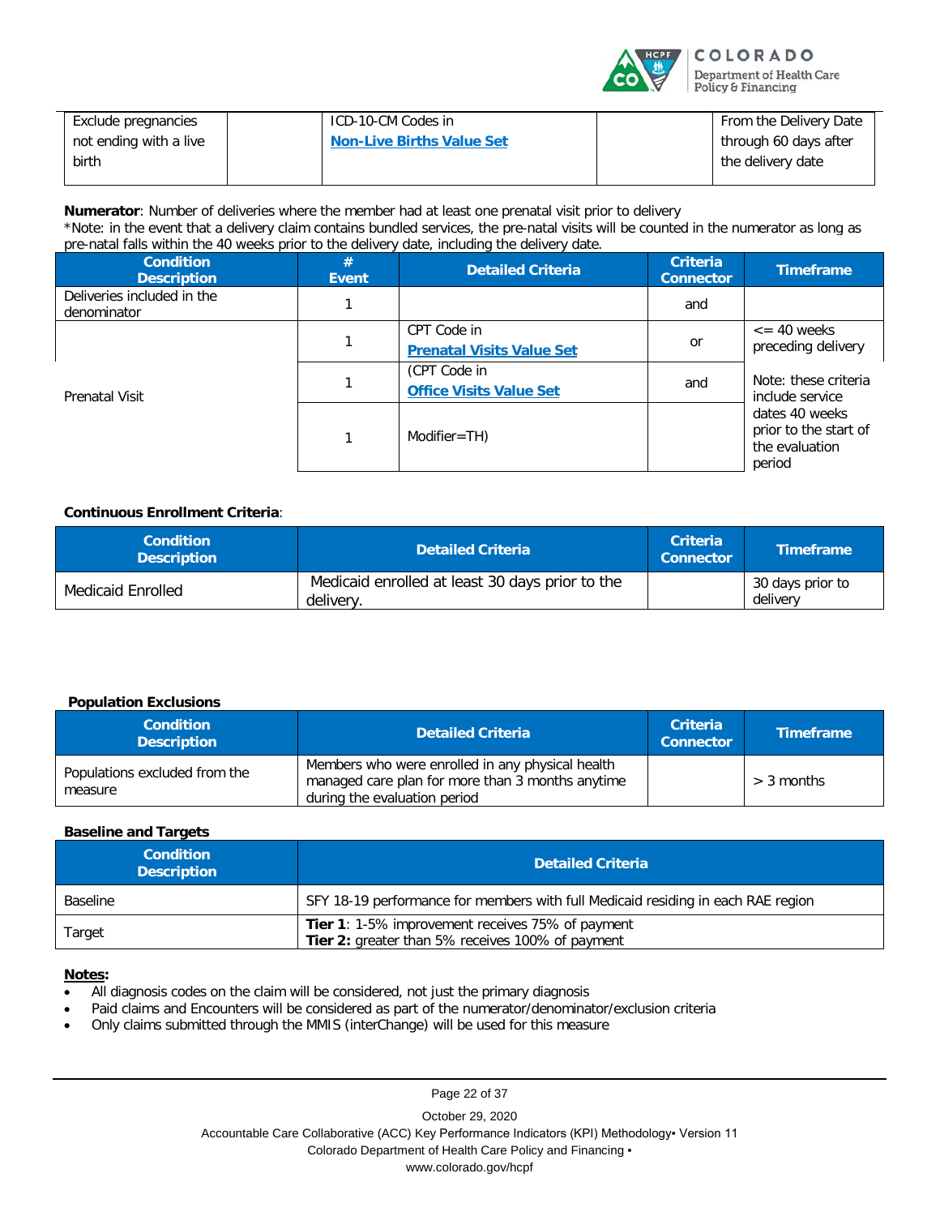| | | | | |
|---|---|---|---|---|
| Exclude pregnancies not ending with a live birth | | ICD-10-CM Codes in **Non-Live Births Value Set** | | From the Delivery Date through 60 days after the delivery date |

**Numerator**: Number of deliveries where the member had at least one prenatal visit prior to delivery
*Note: in the event that a delivery claim contains bundled services, the pre-natal visits will be counted in the numerator as long as pre-natal falls within the 40 weeks prior to the delivery date, including the delivery date.

| Condition Description | # Event | Detailed Criteria | Criteria Connector | Timeframe |
|---|---|---|---|---|
| Deliveries included in the denominator | 1 | | and | |
| Prenatal Visit | 1 | CPT Code in **Prenatal Visits Value Set** | or | <= 40 weeks preceding delivery |
| | 1 | (CPT Code in **Office Visits Value Set** | and | Note: these criteria include service dates 40 weeks prior to the start of the evaluation period |
| | 1 | Modifier=TH) | | |

**Continuous Enrollment Criteria**:

| Condition Description | Detailed Criteria | Criteria Connector | Timeframe |
|---|---|---|---|
| Medicaid Enrolled | Medicaid enrolled at least 30 days prior to the delivery. | | 30 days prior to delivery |

**Population Exclusions**

| Condition Description | Detailed Criteria | Criteria Connector | Timeframe |
|---|---|---|---|
| Populations excluded from the measure | Members who were enrolled in any physical health managed care plan for more than 3 months anytime during the evaluation period | | > 3 months |

**Baseline and Targets**

| Condition Description | Detailed Criteria |
|---|---|
| Baseline | SFY 18-19 performance for members with full Medicaid residing in each RAE region |
| Target | **Tier 1**: 1-5% improvement receives 75% of payment<br>**Tier 2:** greater than 5% receives 100% of payment |

**Notes:**

- All diagnosis codes on the claim will be considered, not just the primary diagnosis
- Paid claims and Encounters will be considered as part of the numerator/denominator/exclusion criteria
- Only claims submitted through the MMIS (interChange) will be used for this measure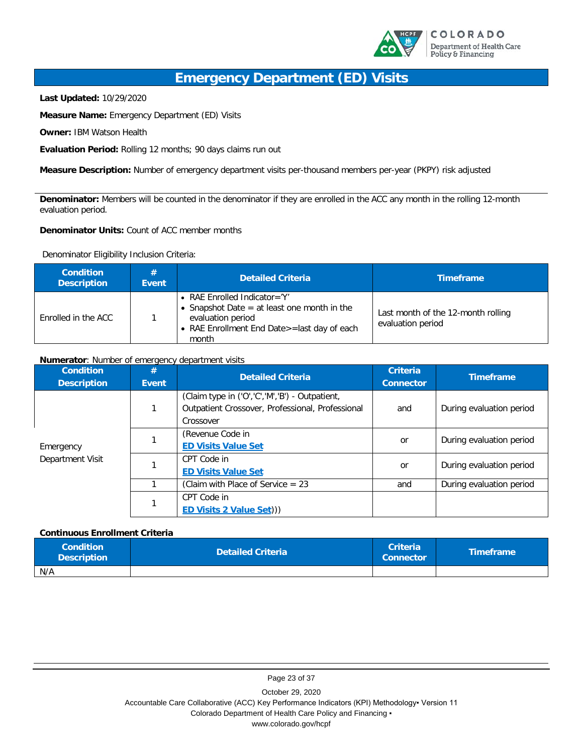# Emergency Department (ED) Visits

**Last Updated:** 10/29/2020

**Measure Name:** Emergency Department (ED) Visits

**Owner:** IBM Watson Health

**Evaluation Period:** Rolling 12 months; 90 days claims run out

**Measure Description:** Number of emergency department visits per-thousand members per-year (PKPY) risk adjusted

**Denominator:** Members will be counted in the denominator if they are enrolled in the ACC any month in the rolling 12-month evaluation period.

**Denominator Units:** Count of ACC member months

Denominator Eligibility Inclusion Criteria:

| Condition Description | # Event | Detailed Criteria | Timeframe |
|---|---|---|---|
| Enrolled in the ACC | 1 | • RAE Enrolled Indicator='Y'<br>• Snapshot Date = at least one month in the evaluation period<br>• RAE Enrollment End Date>=last day of each month | Last month of the 12-month rolling evaluation period |

**Numerator**: Number of emergency department visits

| Condition Description | # Event | Detailed Criteria | Criteria Connector | Timeframe |
|---|---|---|---|---|
| Emergency Department Visit | 1 | (Claim type in ('O','C','M','B') - Outpatient, Outpatient Crossover, Professional, Professional Crossover | and | During evaluation period |
| | 1 | (Revenue Code in **ED Visits Value Set** | or | During evaluation period |
| | 1 | CPT Code in **ED Visits Value Set** | or | During evaluation period |
| | 1 | (Claim with Place of Service = 23 | and | During evaluation period |
| | 1 | CPT Code in **ED Visits 2 Value Set**))) | | |

**Continuous Enrollment Criteria**

| Condition Description | Detailed Criteria | Criteria Connector | Timeframe |
|---|---|---|---|
| N/A | | | |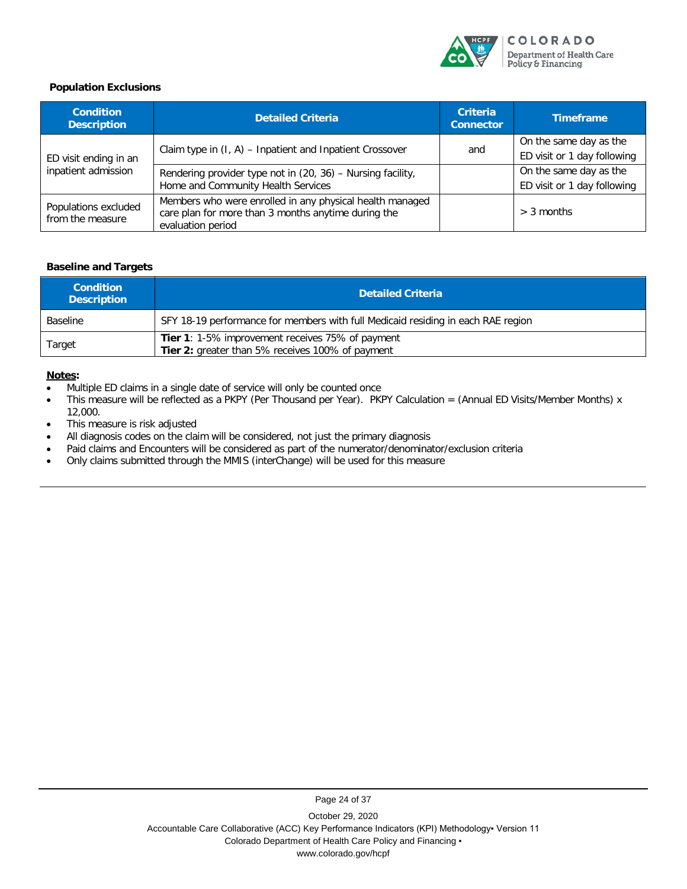**Population Exclusions**

| Condition Description | Detailed Criteria | Criteria Connector | Timeframe |
|---|---|---|---|
| ED visit ending in an inpatient admission | Claim type in (I, A) – Inpatient and Inpatient Crossover | and | On the same day as the ED visit or 1 day following |
| | Rendering provider type not in (20, 36) – Nursing facility, Home and Community Health Services | | On the same day as the ED visit or 1 day following |
| Populations excluded from the measure | Members who were enrolled in any physical health managed care plan for more than 3 months anytime during the evaluation period | | > 3 months |

**Baseline and Targets**

| Condition Description | Detailed Criteria |
|---|---|
| Baseline | SFY 18-19 performance for members with full Medicaid residing in each RAE region |
| Target | **Tier 1**: 1-5% improvement receives 75% of payment<br>**Tier 2:** greater than 5% receives 100% of payment |

**Notes:**

- Multiple ED claims in a single date of service will only be counted once
- This measure will be reflected as a PKPY (Per Thousand per Year). PKPY Calculation = (Annual ED Visits/Member Months) x 12,000.
- This measure is risk adjusted
- All diagnosis codes on the claim will be considered, not just the primary diagnosis
- Paid claims and Encounters will be considered as part of the numerator/denominator/exclusion criteria
- Only claims submitted through the MMIS (interChange) will be used for this measure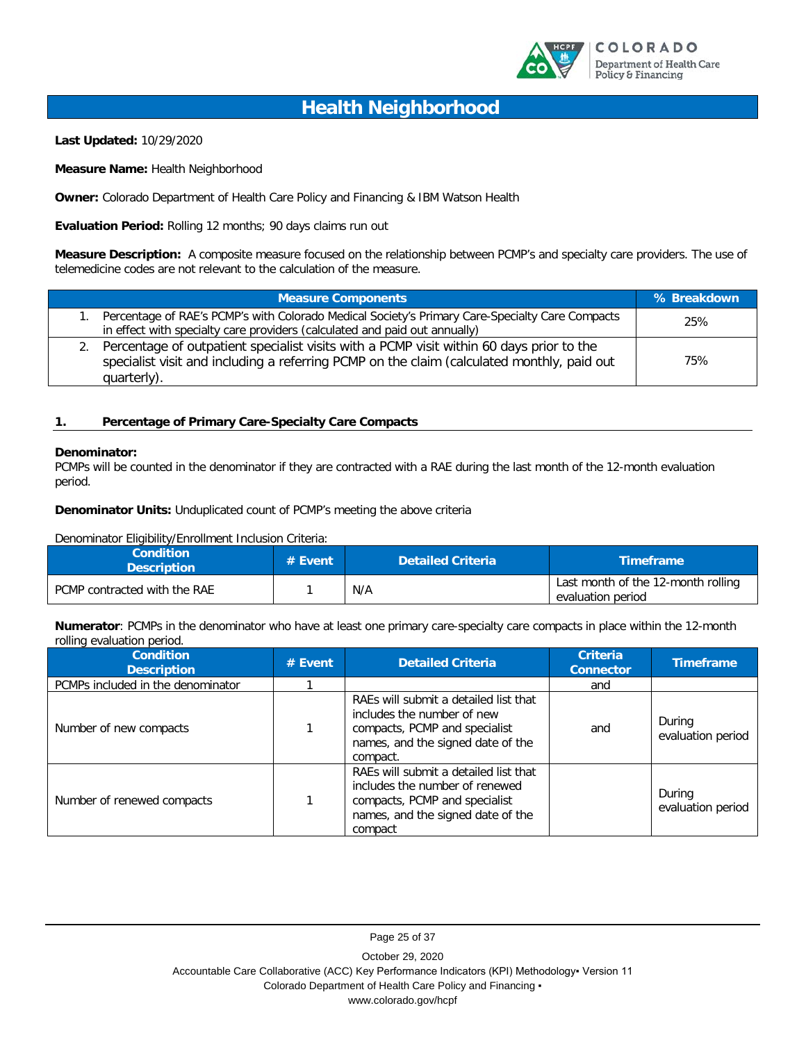# Health Neighborhood

**Last Updated:** 10/29/2020

**Measure Name:** Health Neighborhood

**Owner:** Colorado Department of Health Care Policy and Financing & IBM Watson Health

**Evaluation Period:** Rolling 12 months; 90 days claims run out

**Measure Description:** A composite measure focused on the relationship between PCMP's and specialty care providers. The use of telemedicine codes are not relevant to the calculation of the measure.

| Measure Components | % Breakdown |
|---|---|
| 1. Percentage of RAE's PCMP's with Colorado Medical Society's Primary Care-Specialty Care Compacts in effect with specialty care providers (calculated and paid out annually) | 25% |
| 2. Percentage of outpatient specialist visits with a PCMP visit within 60 days prior to the specialist visit and including a referring PCMP on the claim (calculated monthly, paid out quarterly). | 75% |

## 1. Percentage of Primary Care-Specialty Care Compacts

**Denominator:**
PCMPs will be counted in the denominator if they are contracted with a RAE during the last month of the 12-month evaluation period.

**Denominator Units:** Unduplicated count of PCMP's meeting the above criteria

Denominator Eligibility/Enrollment Inclusion Criteria:

| Condition Description | # Event | Detailed Criteria | Timeframe |
|---|---|---|---|
| PCMP contracted with the RAE | 1 | N/A | Last month of the 12-month rolling evaluation period |

**Numerator**: PCMPs in the denominator who have at least one primary care-specialty care compacts in place within the 12-month rolling evaluation period.

| Condition Description | # Event | Detailed Criteria | Criteria Connector | Timeframe |
|---|---|---|---|---|
| PCMPs included in the denominator | 1 | | and | |
| Number of new compacts | 1 | RAEs will submit a detailed list that includes the number of new compacts, PCMP and specialist names, and the signed date of the compact. | and | During evaluation period |
| Number of renewed compacts | 1 | RAEs will submit a detailed list that includes the number of renewed compacts, PCMP and specialist names, and the signed date of the compact | | During evaluation period |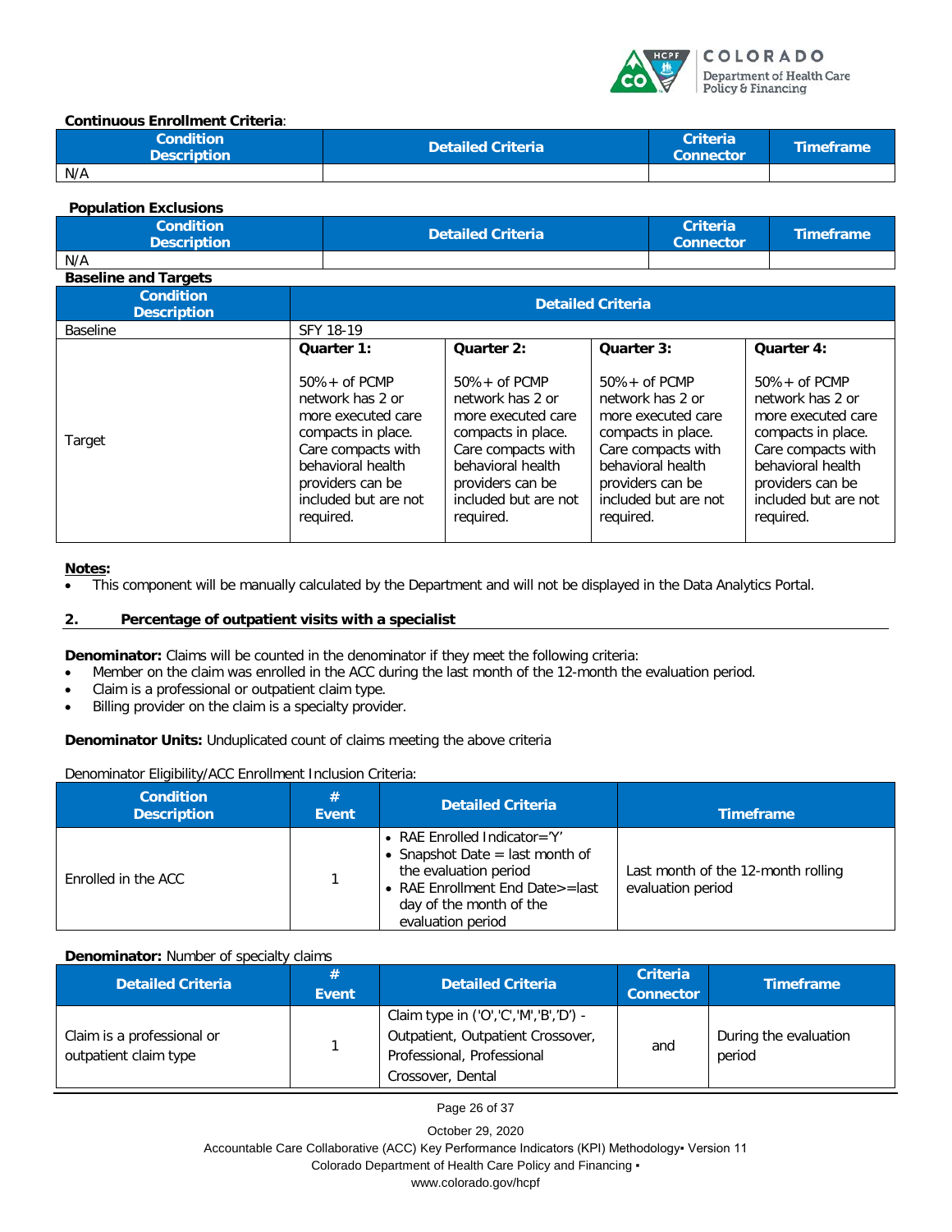**Continuous Enrollment Criteria**:

| Condition Description | Detailed Criteria | Criteria Connector | Timeframe |
|---|---|---|---|
| N/A | | | |

**Population Exclusions**

| Condition Description | Detailed Criteria | Criteria Connector | Timeframe |
|---|---|---|---|
| N/A | | | |

**Baseline and Targets**

| Condition Description | Detailed Criteria | | | |
|---|---|---|---|---|
| Baseline | SFY 18-19 | | | |
| Target | **Quarter 1:**<br><br>50%+ of PCMP network has 2 or more executed care compacts in place. Care compacts with behavioral health providers can be included but are not required. | **Quarter 2:**<br><br>50%+ of PCMP network has 2 or more executed care compacts in place. Care compacts with behavioral health providers can be included but are not required. | **Quarter 3:**<br><br>50%+ of PCMP network has 2 or more executed care compacts in place. Care compacts with behavioral health providers can be included but are not required. | **Quarter 4:**<br><br>50%+ of PCMP network has 2 or more executed care compacts in place. Care compacts with behavioral health providers can be included but are not required. |

**Notes:**

- This component will be manually calculated by the Department and will not be displayed in the Data Analytics Portal.

## 2. Percentage of outpatient visits with a specialist

**Denominator:** Claims will be counted in the denominator if they meet the following criteria:

- Member on the claim was enrolled in the ACC during the last month of the 12-month the evaluation period.
- Claim is a professional or outpatient claim type.
- Billing provider on the claim is a specialty provider.

**Denominator Units:** Unduplicated count of claims meeting the above criteria

Denominator Eligibility/ACC Enrollment Inclusion Criteria:

| Condition Description | # Event | Detailed Criteria | Timeframe |
|---|---|---|---|
| Enrolled in the ACC | 1 | • RAE Enrolled Indicator='Y'<br>• Snapshot Date = last month of the evaluation period<br>• RAE Enrollment End Date>=last day of the month of the evaluation period | Last month of the 12-month rolling evaluation period |

**Denominator:** Number of specialty claims

| Detailed Criteria | # Event | Detailed Criteria | Criteria Connector | Timeframe |
|---|---|---|---|---|
| Claim is a professional or outpatient claim type | 1 | Claim type in ('O','C','M','B','D') - Outpatient, Outpatient Crossover, Professional, Professional Crossover, Dental | and | During the evaluation period |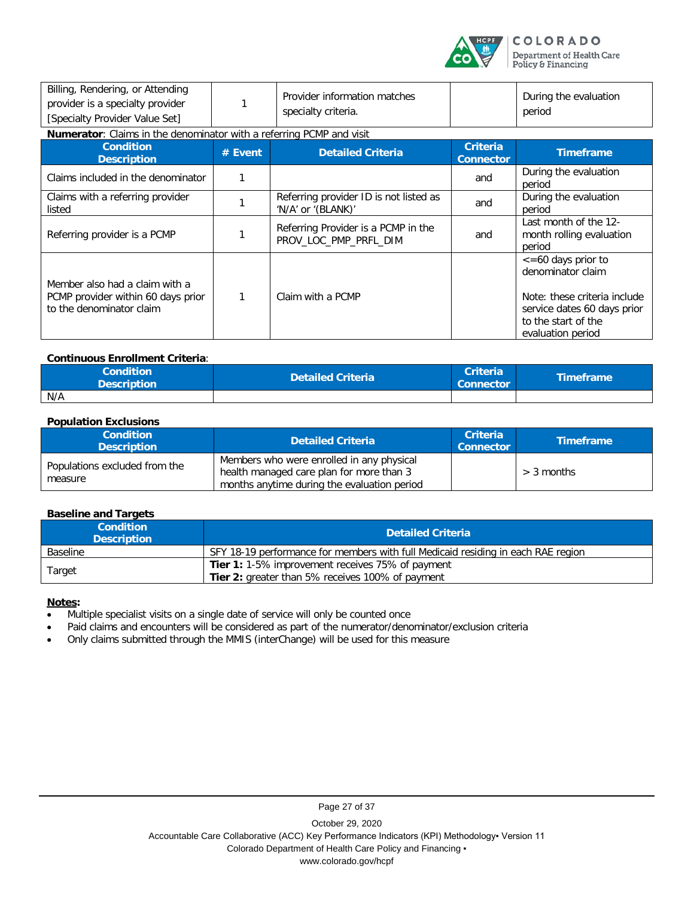| | | | | |
|---|---|---|---|---|
| Billing, Rendering, or Attending provider is a specialty provider [Specialty Provider Value Set] | 1 | Provider information matches specialty criteria. | | During the evaluation period |

**Numerator**: Claims in the denominator with a referring PCMP and visit

| Condition Description | # Event | Detailed Criteria | Criteria Connector | Timeframe |
|---|---|---|---|---|
| Claims included in the denominator | 1 | | and | During the evaluation period |
| Claims with a referring provider listed | 1 | Referring provider ID is not listed as 'N/A' or '(BLANK)' | and | During the evaluation period |
| Referring provider is a PCMP | 1 | Referring Provider is a PCMP in the PROV_LOC_PMP_PRFL_DIM | and | Last month of the 12-month rolling evaluation period |
| Member also had a claim with a PCMP provider within 60 days prior to the denominator claim | 1 | Claim with a PCMP | | <=60 days prior to denominator claim<br><br>Note: these criteria include service dates 60 days prior to the start of the evaluation period |

**Continuous Enrollment Criteria**:

| Condition Description | Detailed Criteria | Criteria Connector | Timeframe |
|---|---|---|---|
| N/A | | | |

**Population Exclusions**

| Condition Description | Detailed Criteria | Criteria Connector | Timeframe |
|---|---|---|---|
| Populations excluded from the measure | Members who were enrolled in any physical health managed care plan for more than 3 months anytime during the evaluation period | | > 3 months |

**Baseline and Targets**

| Condition Description | Detailed Criteria |
|---|---|
| Baseline | SFY 18-19 performance for members with full Medicaid residing in each RAE region |
| Target | **Tier 1:** 1-5% improvement receives 75% of payment<br>**Tier 2:** greater than 5% receives 100% of payment |

**Notes:**

- Multiple specialist visits on a single date of service will only be counted once
- Paid claims and encounters will be considered as part of the numerator/denominator/exclusion criteria
- Only claims submitted through the MMIS (interChange) will be used for this measure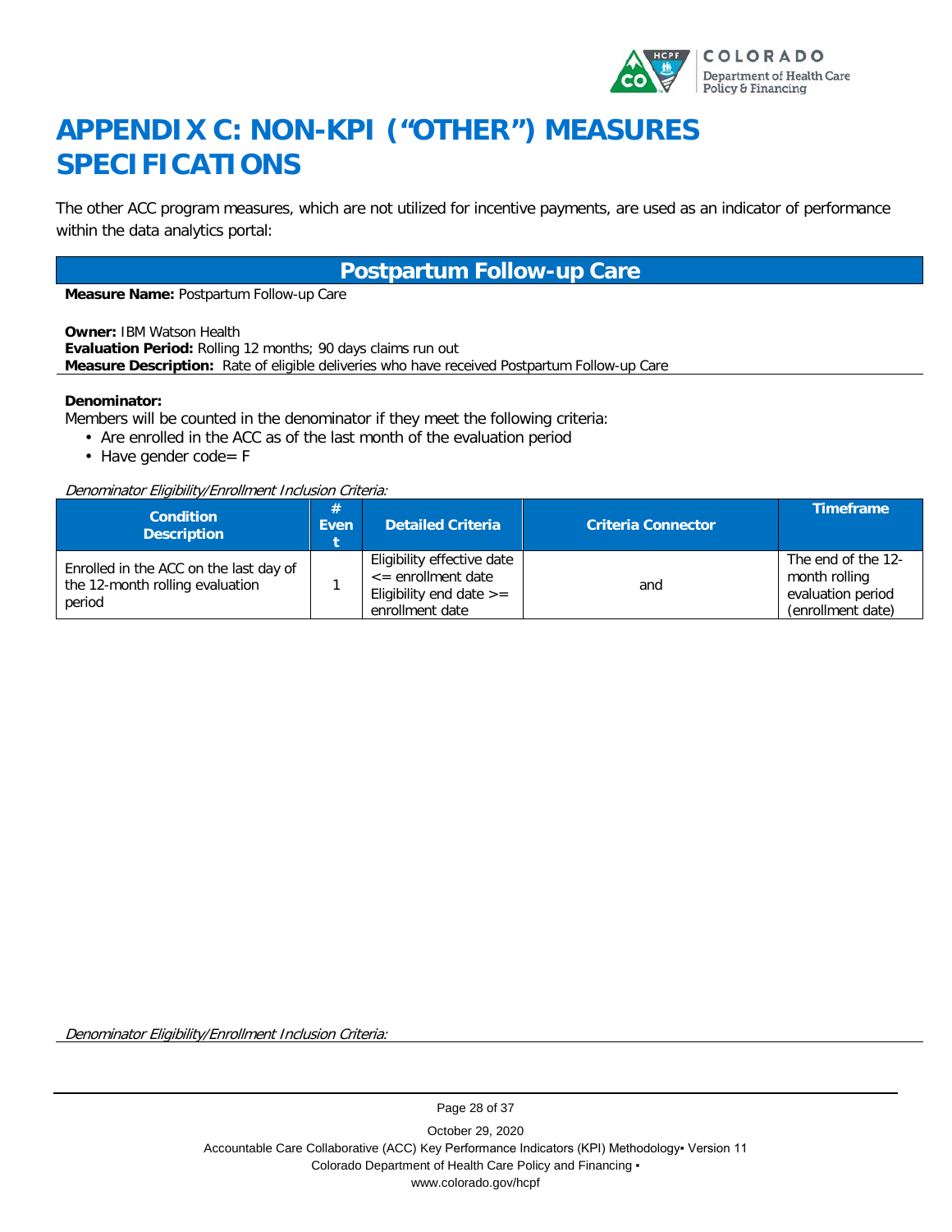# APPENDIX C: NON-KPI ("OTHER") MEASURES SPECIFICATIONS

The other ACC program measures, which are not utilized for incentive payments, are used as an indicator of performance within the data analytics portal:

## Postpartum Follow-up Care

**Measure Name:** Postpartum Follow-up Care

**Owner:** IBM Watson Health
**Evaluation Period:** Rolling 12 months; 90 days claims run out
**Measure Description:** Rate of eligible deliveries who have received Postpartum Follow-up Care

**Denominator:**
Members will be counted in the denominator if they meet the following criteria:

- Are enrolled in the ACC as of the last month of the evaluation period
- Have gender code= F

*Denominator Eligibility/Enrollment Inclusion Criteria:*

| Condition Description | # Event | Detailed Criteria | Criteria Connector | Timeframe |
|---|---|---|---|---|
| Enrolled in the ACC on the last day of the 12-month rolling evaluation period | 1 | Eligibility effective date <= enrollment date Eligibility end date >= enrollment date | and | The end of the 12-month rolling evaluation period (enrollment date) |

*Denominator Eligibility/Enrollment Inclusion Criteria:*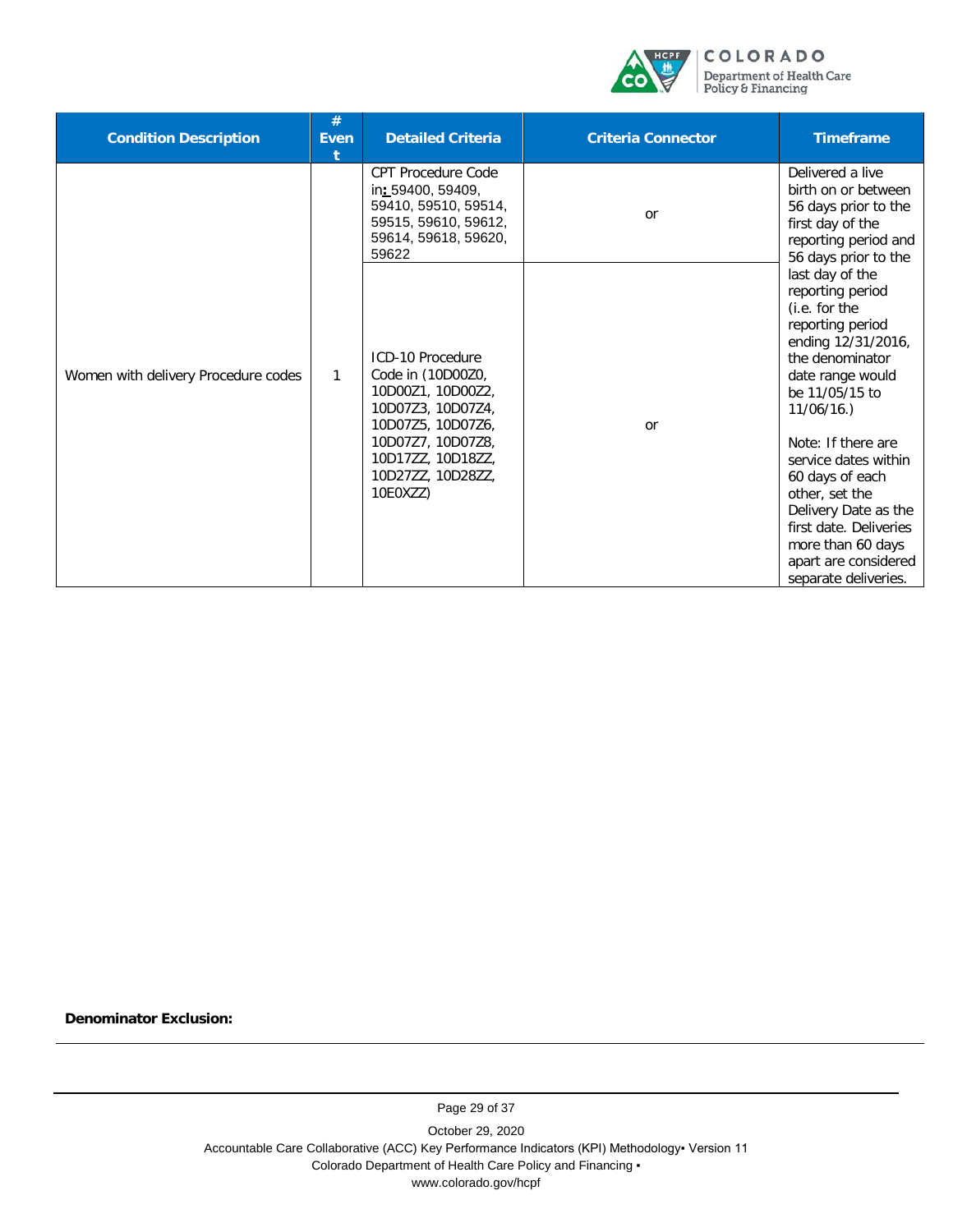| Condition Description | # Event | Detailed Criteria | Criteria Connector | Timeframe |
|---|---|---|---|---|
| Women with delivery Procedure codes | 1 | CPT Procedure Code in: 59400, 59409, 59410, 59510, 59514, 59515, 59610, 59612, 59614, 59618, 59620, 59622 | or | Delivered a live birth on or between 56 days prior to the first day of the reporting period and 56 days prior to the last day of the reporting period (i.e. for the reporting period ending 12/31/2016, the denominator date range would be 11/05/15 to 11/06/16.)<br><br>Note: If there are service dates within 60 days of each other, set the Delivery Date as the first date. Deliveries more than 60 days apart are considered separate deliveries. |
| | | ICD-10 Procedure Code in (10D00Z0, 10D00Z1, 10D00Z2, 10D07Z3, 10D07Z4, 10D07Z5, 10D07Z6, 10D07Z7, 10D07Z8, 10D17ZZ, 10D18ZZ, 10D27ZZ, 10D28ZZ, 10E0XZZ) | or | |

**Denominator Exclusion:**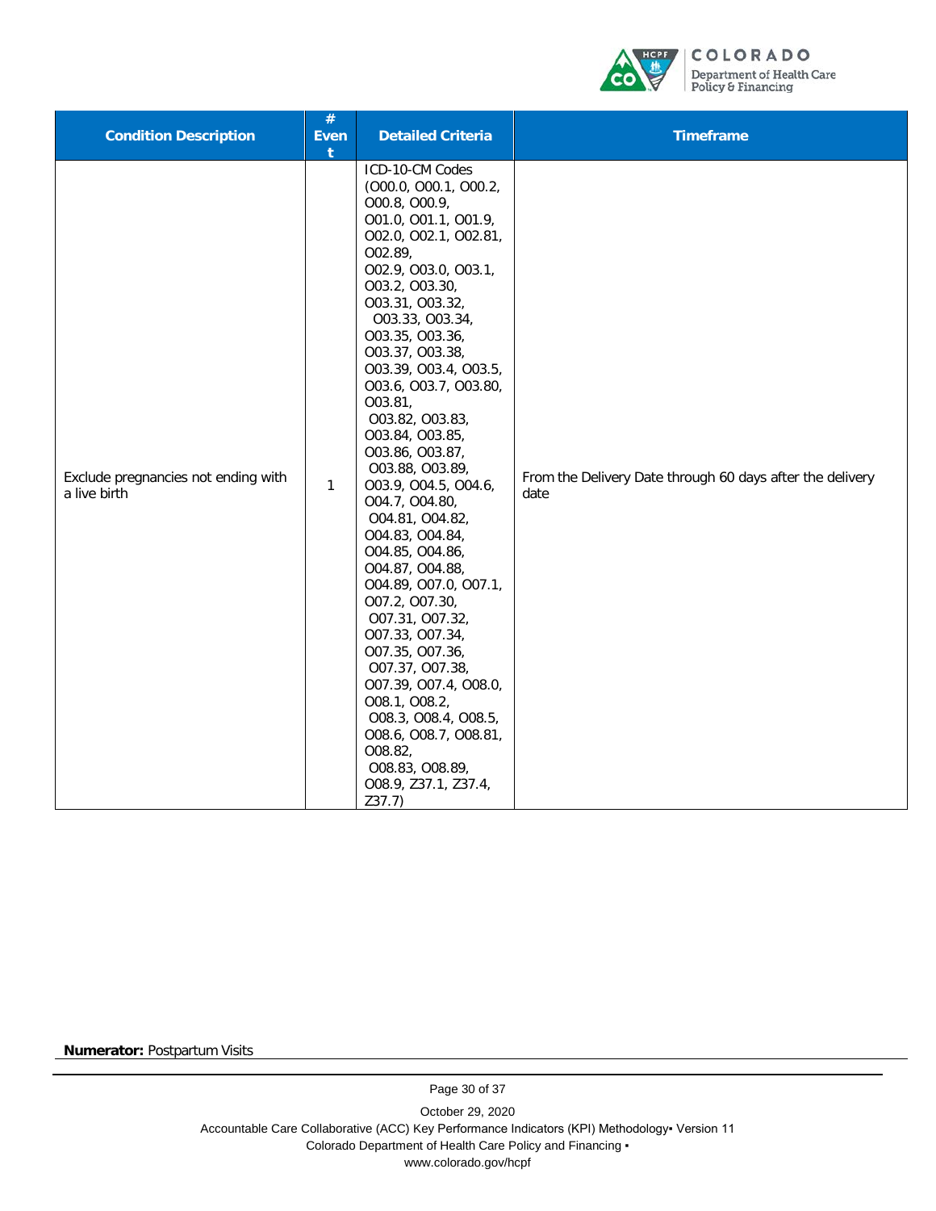| Condition Description | # Event | Detailed Criteria | Timeframe |
|---|---|---|---|
| Exclude pregnancies not ending with a live birth | 1 | ICD-10-CM Codes (O00.0, O00.1, O00.2, O00.8, O00.9, O01.0, O01.1, O01.9, O02.0, O02.1, O02.81, O02.89, O02.9, O03.0, O03.1, O03.2, O03.30, O03.31, O03.32, O03.33, O03.34, O03.35, O03.36, O03.37, O03.38, O03.39, O03.4, O03.5, O03.6, O03.7, O03.80, O03.81, O03.82, O03.83, O03.84, O03.85, O03.86, O03.87, O03.88, O03.89, O03.9, O04.5, O04.6, O04.7, O04.80, O04.81, O04.82, O04.83, O04.84, O04.85, O04.86, O04.87, O04.88, O04.89, O07.0, O07.1, O07.2, O07.30, O07.31, O07.32, O07.33, O07.34, O07.35, O07.36, O07.37, O07.38, O07.39, O07.4, O08.0, O08.1, O08.2, O08.3, O08.4, O08.5, O08.6, O08.7, O08.81, O08.82, O08.83, O08.89, O08.9, Z37.1, Z37.4, Z37.7) | From the Delivery Date through 60 days after the delivery date |

**Numerator:** Postpartum Visits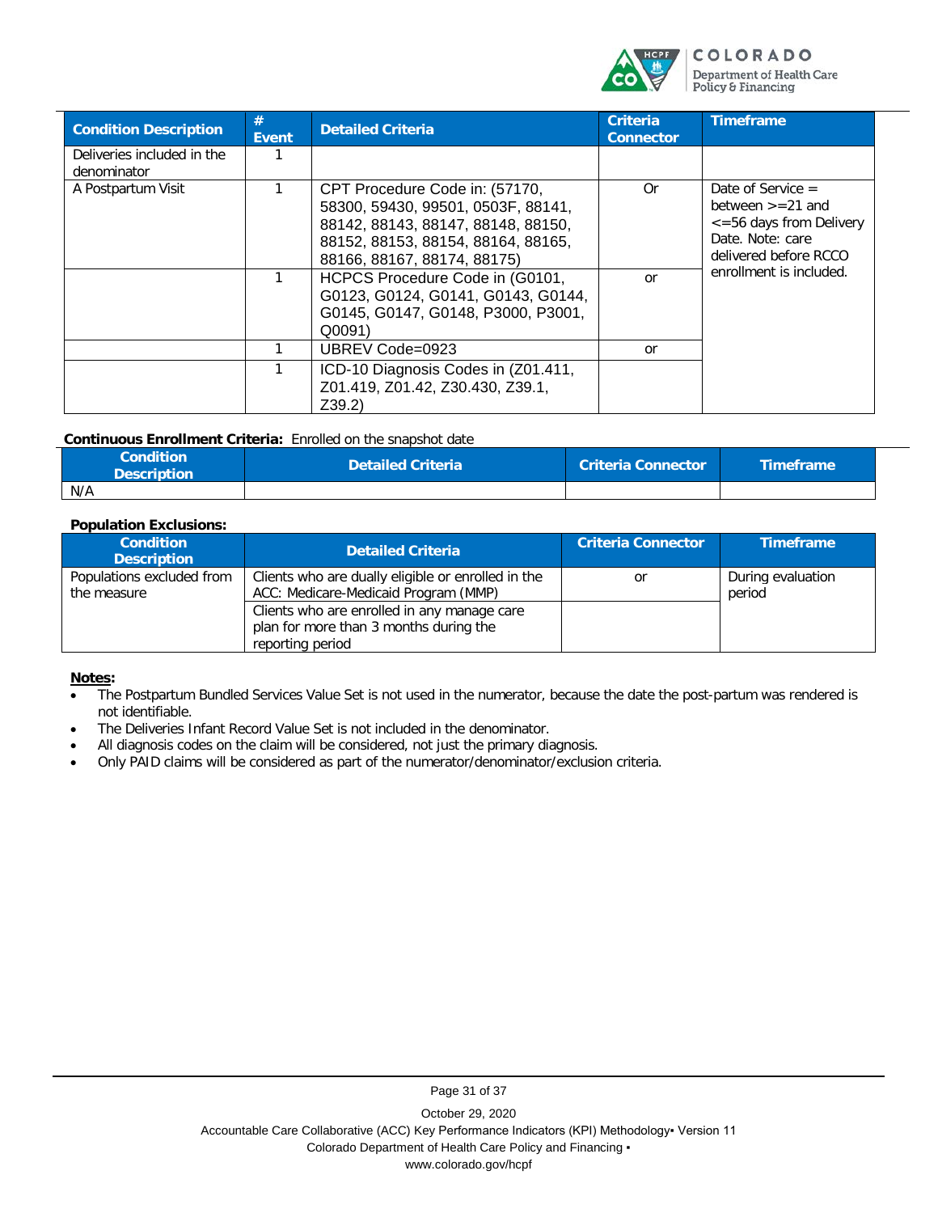| Condition Description | # Event | Detailed Criteria | Criteria Connector | Timeframe |
|---|---|---|---|---|
| Deliveries included in the denominator | 1 | | | |
| A Postpartum Visit | 1 | CPT Procedure Code in: (57170, 58300, 59430, 99501, 0503F, 88141, 88142, 88143, 88147, 88148, 88150, 88152, 88153, 88154, 88164, 88165, 88166, 88167, 88174, 88175) | Or | Date of Service = between >=21 and <=56 days from Delivery Date. Note: care delivered before RCCO enrollment is included. |
| | 1 | HCPCS Procedure Code in (G0101, G0123, G0124, G0141, G0143, G0144, G0145, G0147, G0148, P3000, P3001, Q0091) | or | |
| | 1 | UBREV Code=0923 | or | |
| | 1 | ICD-10 Diagnosis Codes in (Z01.411, Z01.419, Z01.42, Z30.430, Z39.1, Z39.2) | | |

**Continuous Enrollment Criteria:** Enrolled on the snapshot date

| Condition Description | Detailed Criteria | Criteria Connector | Timeframe |
|---|---|---|---|
| N/A | | | |

**Population Exclusions:**

| Condition Description | Detailed Criteria | Criteria Connector | Timeframe |
|---|---|---|---|
| Populations excluded from the measure | Clients who are dually eligible or enrolled in the ACC: Medicare-Medicaid Program (MMP) | or | During evaluation period |
| | Clients who are enrolled in any manage care plan for more than 3 months during the reporting period | | |

**Notes:**

- The Postpartum Bundled Services Value Set is not used in the numerator, because the date the post-partum was rendered is not identifiable.
- The Deliveries Infant Record Value Set is not included in the denominator.
- All diagnosis codes on the claim will be considered, not just the primary diagnosis.
- Only PAID claims will be considered as part of the numerator/denominator/exclusion criteria.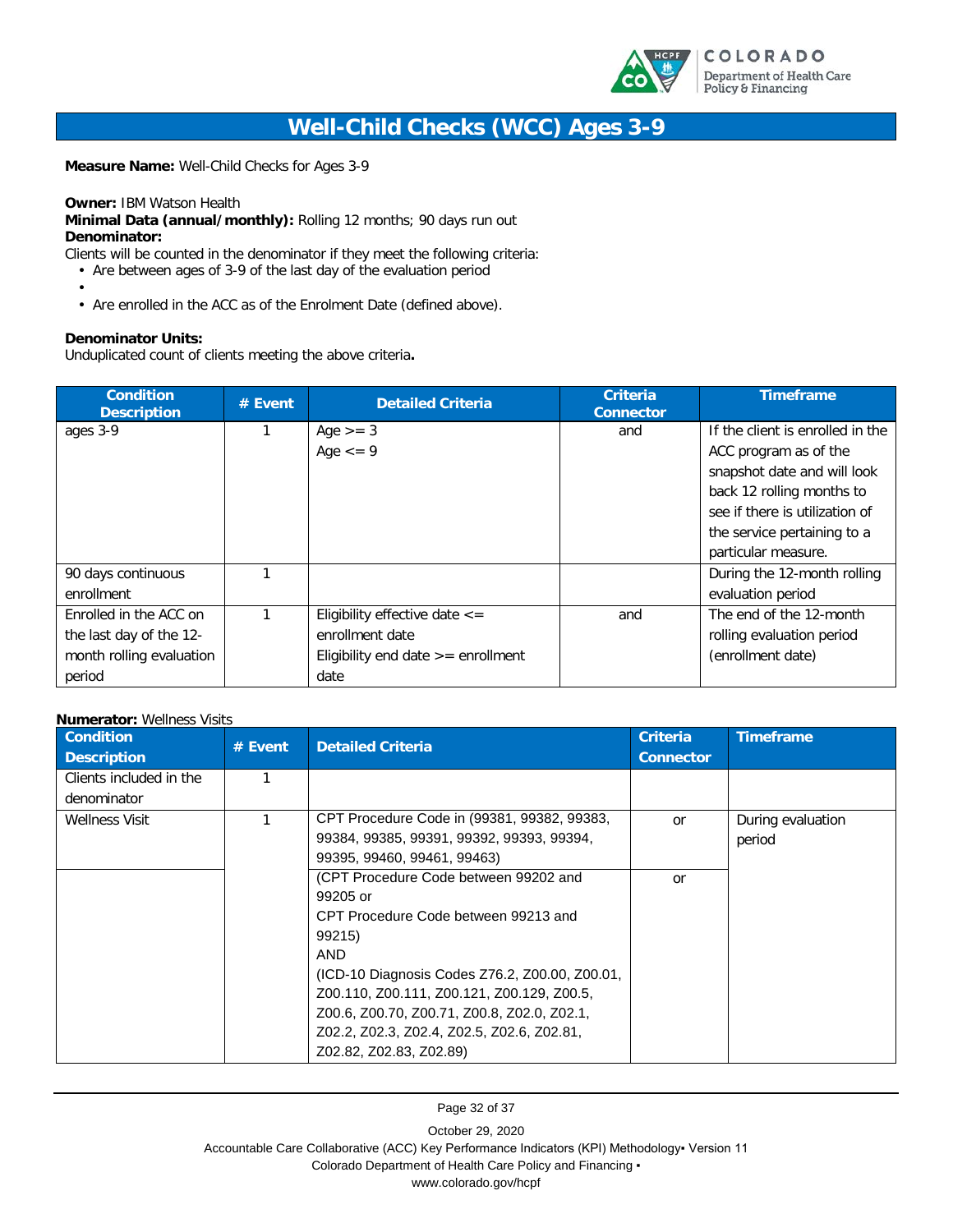# Well-Child Checks (WCC) Ages 3-9

**Measure Name:** Well-Child Checks for Ages 3-9

**Owner:** IBM Watson Health
**Minimal Data (annual/monthly):** Rolling 12 months; 90 days run out
**Denominator:**
Clients will be counted in the denominator if they meet the following criteria:

- Are between ages of 3-9 of the last day of the evaluation period
- 
- Are enrolled in the ACC as of the Enrolment Date (defined above).

**Denominator Units:**
Unduplicated count of clients meeting the above criteria**.**

| Condition Description | # Event | Detailed Criteria | Criteria Connector | Timeframe |
|---|---|---|---|---|
| ages 3-9 | 1 | Age >= 3<br>Age <= 9 | and | If the client is enrolled in the ACC program as of the snapshot date and will look back 12 rolling months to see if there is utilization of the service pertaining to a particular measure. |
| 90 days continuous enrollment | 1 | | | During the 12-month rolling evaluation period |
| Enrolled in the ACC on the last day of the 12-month rolling evaluation period | 1 | Eligibility effective date <= enrollment date<br>Eligibility end date >= enrollment date | and | The end of the 12-month rolling evaluation period (enrollment date) |

**Numerator:** Wellness Visits

| Condition Description | # Event | Detailed Criteria | Criteria Connector | Timeframe |
|---|---|---|---|---|
| Clients included in the denominator | 1 | | | |
| Wellness Visit | 1 | CPT Procedure Code in (99381, 99382, 99383, 99384, 99385, 99391, 99392, 99393, 99394, 99395, 99460, 99461, 99463) | or | During evaluation period |
| | | (CPT Procedure Code between 99202 and 99205 or<br>CPT Procedure Code between 99213 and 99215)<br>AND<br>(ICD-10 Diagnosis Codes Z76.2, Z00.00, Z00.01, Z00.110, Z00.111, Z00.121, Z00.129, Z00.5, Z00.6, Z00.70, Z00.71, Z00.8, Z02.0, Z02.1, Z02.2, Z02.3, Z02.4, Z02.5, Z02.6, Z02.81, Z02.82, Z02.83, Z02.89) | or | |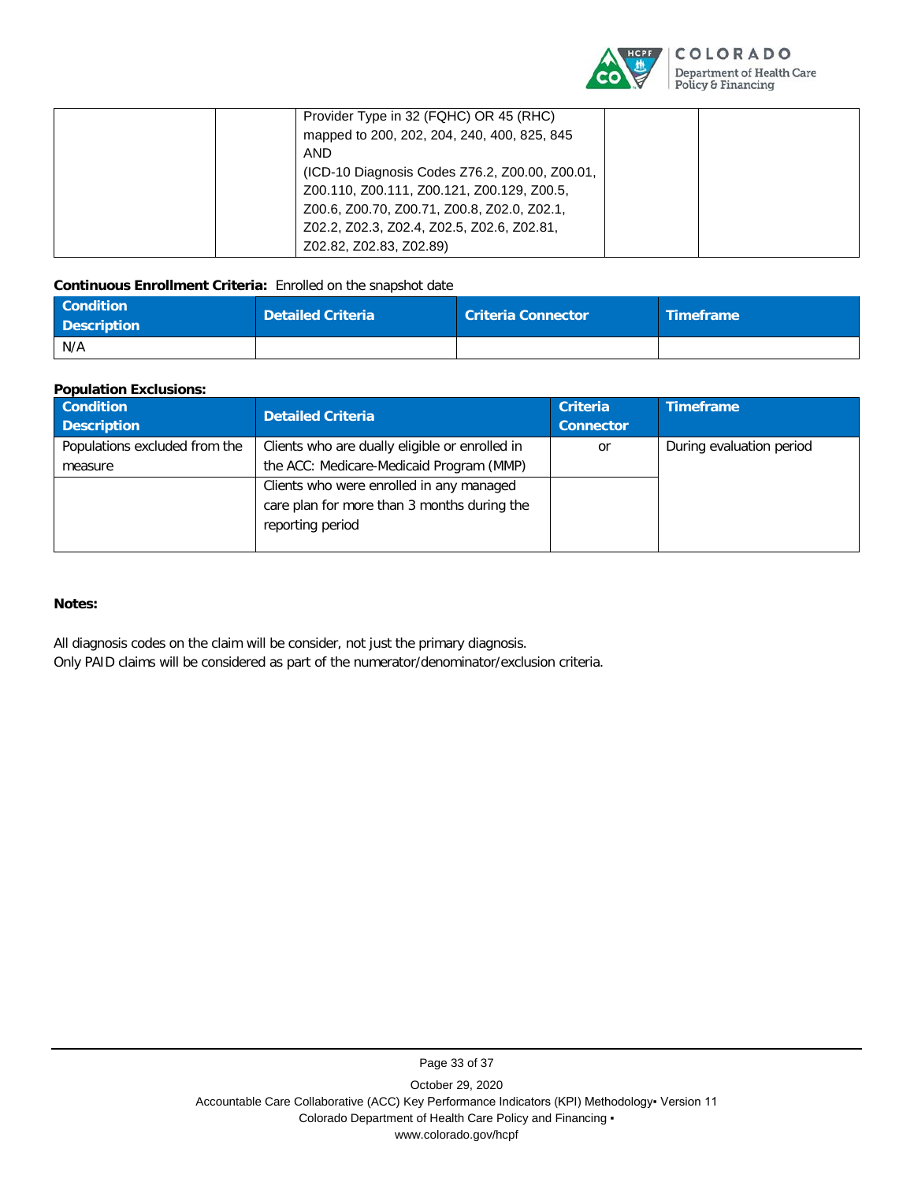| | | | | |
|---|---|---|---|---|
| | | Provider Type in 32 (FQHC) OR 45 (RHC) mapped to 200, 202, 204, 240, 400, 825, 845 AND (ICD-10 Diagnosis Codes Z76.2, Z00.00, Z00.01, Z00.110, Z00.111, Z00.121, Z00.129, Z00.5, Z00.6, Z00.70, Z00.71, Z00.8, Z02.0, Z02.1, Z02.2, Z02.3, Z02.4, Z02.5, Z02.6, Z02.81, Z02.82, Z02.83, Z02.89) | | |

**Continuous Enrollment Criteria:** Enrolled on the snapshot date

| Condition Description | Detailed Criteria | Criteria Connector | Timeframe |
|---|---|---|---|
| N/A | | | |

**Population Exclusions:**

| Condition Description | Detailed Criteria | Criteria Connector | Timeframe |
|---|---|---|---|
| Populations excluded from the measure | Clients who are dually eligible or enrolled in the ACC: Medicare-Medicaid Program (MMP) | or | During evaluation period |
| | Clients who were enrolled in any managed care plan for more than 3 months during the reporting period | | |

**Notes:**

All diagnosis codes on the claim will be consider, not just the primary diagnosis.
Only PAID claims will be considered as part of the numerator/denominator/exclusion criteria.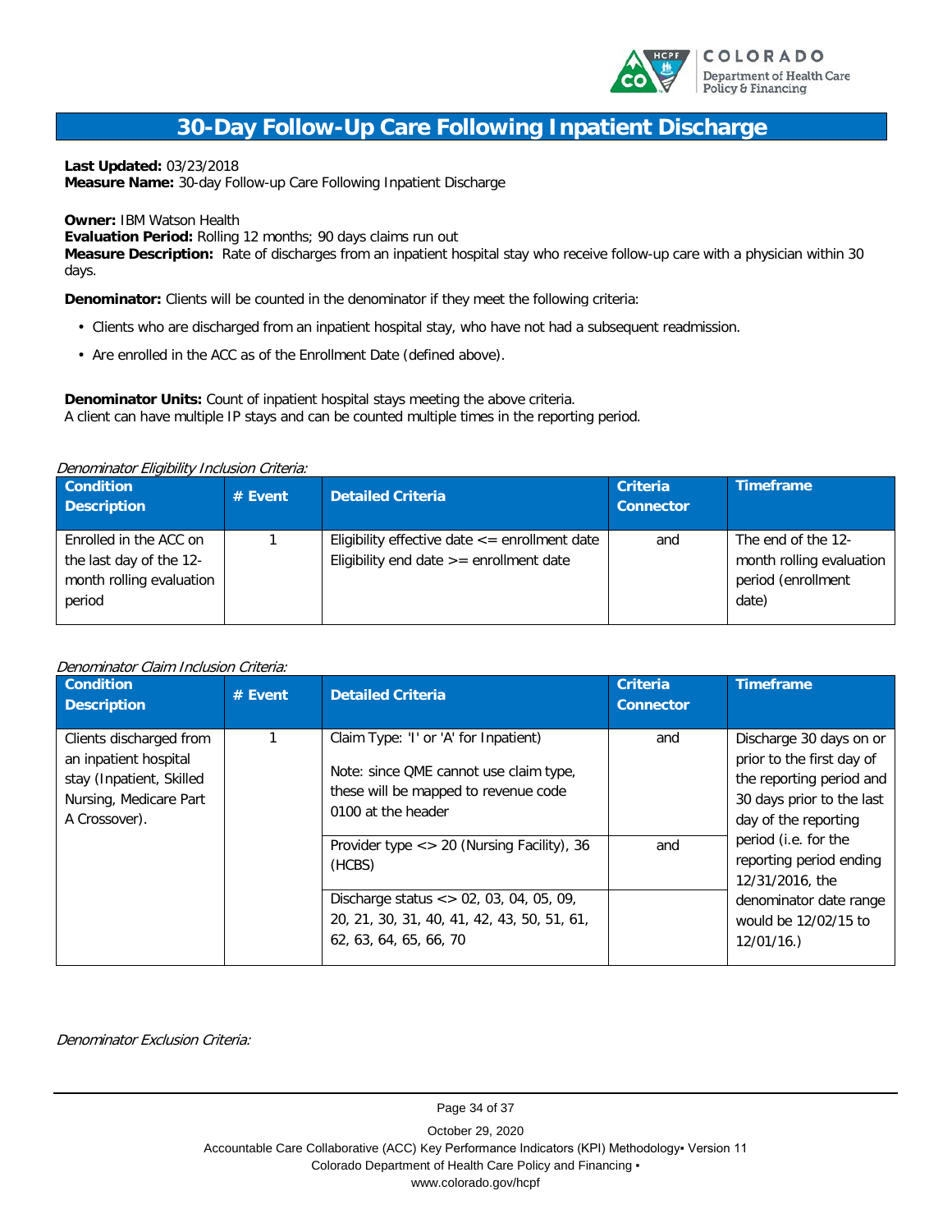# 30-Day Follow-Up Care Following Inpatient Discharge

**Last Updated:** 03/23/2018
**Measure Name:** 30-day Follow-up Care Following Inpatient Discharge

**Owner:** IBM Watson Health
**Evaluation Period:** Rolling 12 months; 90 days claims run out
**Measure Description:** Rate of discharges from an inpatient hospital stay who receive follow-up care with a physician within 30 days.

**Denominator:** Clients will be counted in the denominator if they meet the following criteria:

- Clients who are discharged from an inpatient hospital stay, who have not had a subsequent readmission.
- Are enrolled in the ACC as of the Enrollment Date (defined above).

**Denominator Units:** Count of inpatient hospital stays meeting the above criteria.
A client can have multiple IP stays and can be counted multiple times in the reporting period.

*Denominator Eligibility Inclusion Criteria:*

| Condition Description | # Event | Detailed Criteria | Criteria Connector | Timeframe |
|---|---|---|---|---|
| Enrolled in the ACC on the last day of the 12-month rolling evaluation period | 1 | Eligibility effective date <= enrollment date<br>Eligibility end date >= enrollment date | and | The end of the 12-month rolling evaluation period (enrollment date) |

*Denominator Claim Inclusion Criteria:*

| Condition Description | # Event | Detailed Criteria | Criteria Connector | Timeframe |
|---|---|---|---|---|
| Clients discharged from an inpatient hospital stay (Inpatient, Skilled Nursing, Medicare Part A Crossover). | 1 | Claim Type: 'I' or 'A' for Inpatient)<br><br>Note: since QME cannot use claim type, these will be mapped to revenue code 0100 at the header | and | Discharge 30 days on or prior to the first day of the reporting period and 30 days prior to the last day of the reporting period (i.e. for the reporting period ending 12/31/2016, the denominator date range would be 12/02/15 to 12/01/16.) |
| | | Provider type <> 20 (Nursing Facility), 36 (HCBS) | and | |
| | | Discharge status <> 02, 03, 04, 05, 09, 20, 21, 30, 31, 40, 41, 42, 43, 50, 51, 61, 62, 63, 64, 65, 66, 70 | | |

*Denominator Exclusion Criteria:*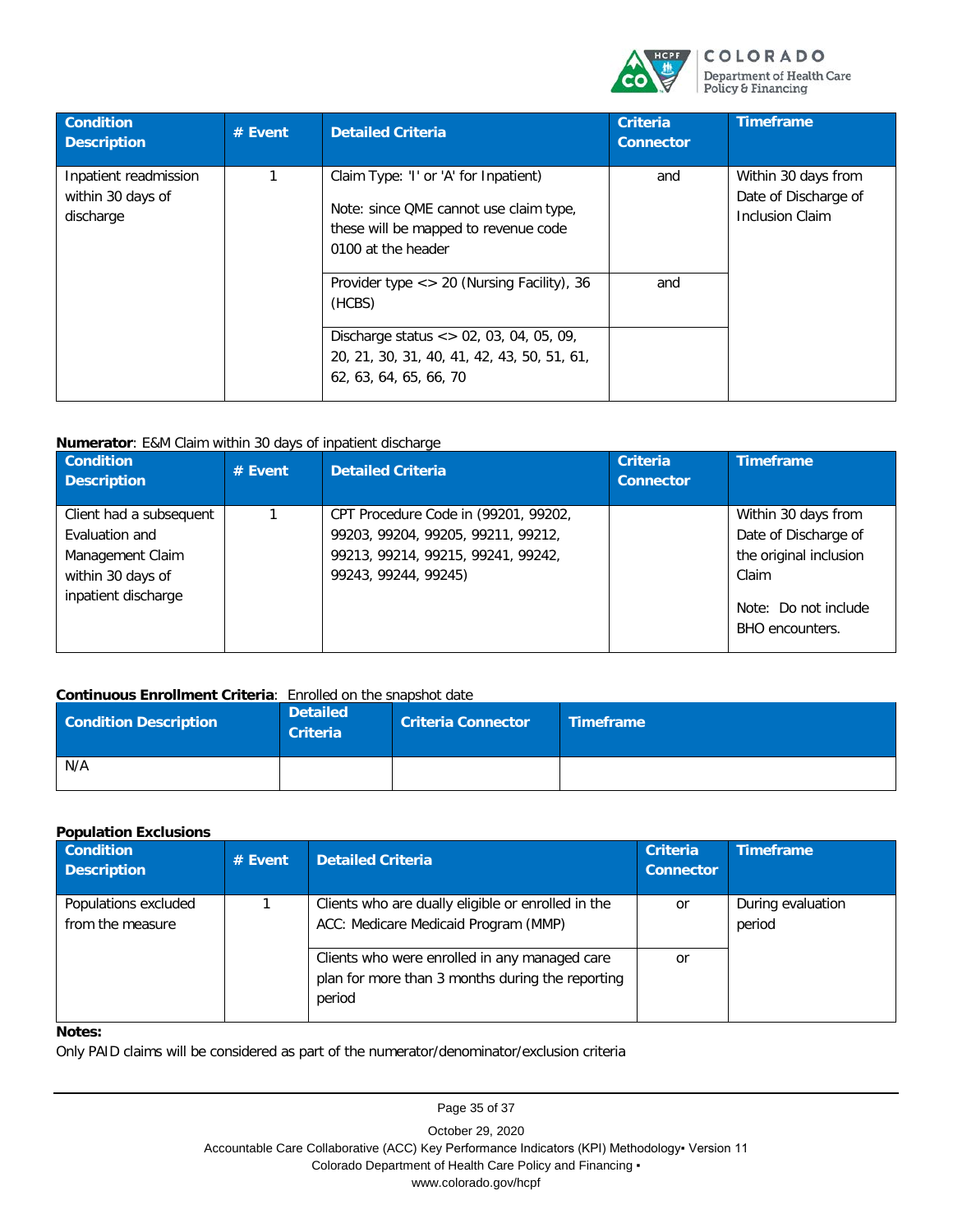| Condition Description | # Event | Detailed Criteria | Criteria Connector | Timeframe |
|---|---|---|---|---|
| Inpatient readmission within 30 days of discharge | 1 | Claim Type: 'I' or 'A' for Inpatient)<br><br>Note: since QME cannot use claim type, these will be mapped to revenue code 0100 at the header | and | Within 30 days from Date of Discharge of Inclusion Claim |
| | | Provider type <> 20 (Nursing Facility), 36 (HCBS) | and | |
| | | Discharge status <> 02, 03, 04, 05, 09, 20, 21, 30, 31, 40, 41, 42, 43, 50, 51, 61, 62, 63, 64, 65, 66, 70 | | |

**Numerator**: E&M Claim within 30 days of inpatient discharge

| Condition Description | # Event | Detailed Criteria | Criteria Connector | Timeframe |
|---|---|---|---|---|
| Client had a subsequent Evaluation and Management Claim within 30 days of inpatient discharge | 1 | CPT Procedure Code in (99201, 99202, 99203, 99204, 99205, 99211, 99212, 99213, 99214, 99215, 99241, 99242, 99243, 99244, 99245) | | Within 30 days from Date of Discharge of the original inclusion Claim<br><br>Note: Do not include BHO encounters. |

**Continuous Enrollment Criteria**: Enrolled on the snapshot date

| Condition Description | Detailed Criteria | Criteria Connector | Timeframe |
|---|---|---|---|
| N/A | | | |

**Population Exclusions**

| Condition Description | # Event | Detailed Criteria | Criteria Connector | Timeframe |
|---|---|---|---|---|
| Populations excluded from the measure | 1 | Clients who are dually eligible or enrolled in the ACC: Medicare Medicaid Program (MMP) | or | During evaluation period |
| | | Clients who were enrolled in any managed care plan for more than 3 months during the reporting period | or | |

**Notes:**

Only PAID claims will be considered as part of the numerator/denominator/exclusion criteria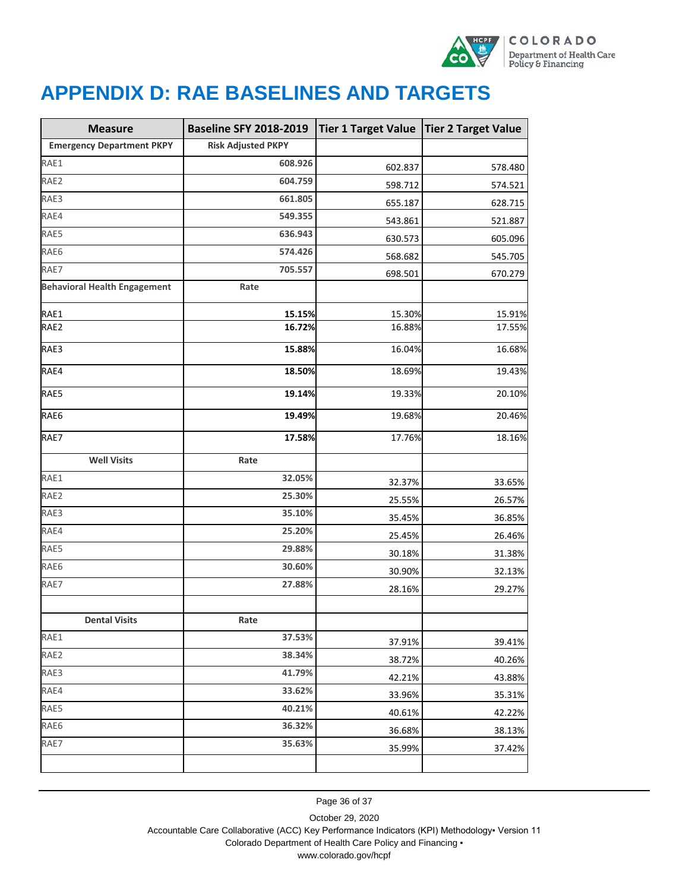# APPENDIX D: RAE BASELINES AND TARGETS

| Measure | Baseline SFY 2018-2019 | Tier 1 Target Value | Tier 2 Target Value |
|---|---|---|---|
| **Emergency Department PKPY** | **Risk Adjusted PKPY** | | |
| RAE1 | **608.926** | 602.837 | 578.480 |
| RAE2 | **604.759** | 598.712 | 574.521 |
| RAE3 | **661.805** | 655.187 | 628.715 |
| RAE4 | **549.355** | 543.861 | 521.887 |
| RAE5 | **636.943** | 630.573 | 605.096 |
| RAE6 | **574.426** | 568.682 | 545.705 |
| RAE7 | **705.557** | 698.501 | 670.279 |
| **Behavioral Health Engagement** | **Rate** | | |
| RAE1 | **15.15%** | 15.30% | 15.91% |
| RAE2 | **16.72%** | 16.88% | 17.55% |
| RAE3 | **15.88%** | 16.04% | 16.68% |
| RAE4 | **18.50%** | 18.69% | 19.43% |
| RAE5 | **19.14%** | 19.33% | 20.10% |
| RAE6 | **19.49%** | 19.68% | 20.46% |
| RAE7 | **17.58%** | 17.76% | 18.16% |
| **Well Visits** | **Rate** | | |
| RAE1 | **32.05%** | 32.37% | 33.65% |
| RAE2 | **25.30%** | 25.55% | 26.57% |
| RAE3 | **35.10%** | 35.45% | 36.85% |
| RAE4 | **25.20%** | 25.45% | 26.46% |
| RAE5 | **29.88%** | 30.18% | 31.38% |
| RAE6 | **30.60%** | 30.90% | 32.13% |
| RAE7 | **27.88%** | 28.16% | 29.27% |
| | | | |
| **Dental Visits** | **Rate** | | |
| RAE1 | **37.53%** | 37.91% | 39.41% |
| RAE2 | **38.34%** | 38.72% | 40.26% |
| RAE3 | **41.79%** | 42.21% | 43.88% |
| RAE4 | **33.62%** | 33.96% | 35.31% |
| RAE5 | **40.21%** | 40.61% | 42.22% |
| RAE6 | **36.32%** | 36.68% | 38.13% |
| RAE7 | **35.63%** | 35.99% | 37.42% |
| | | | |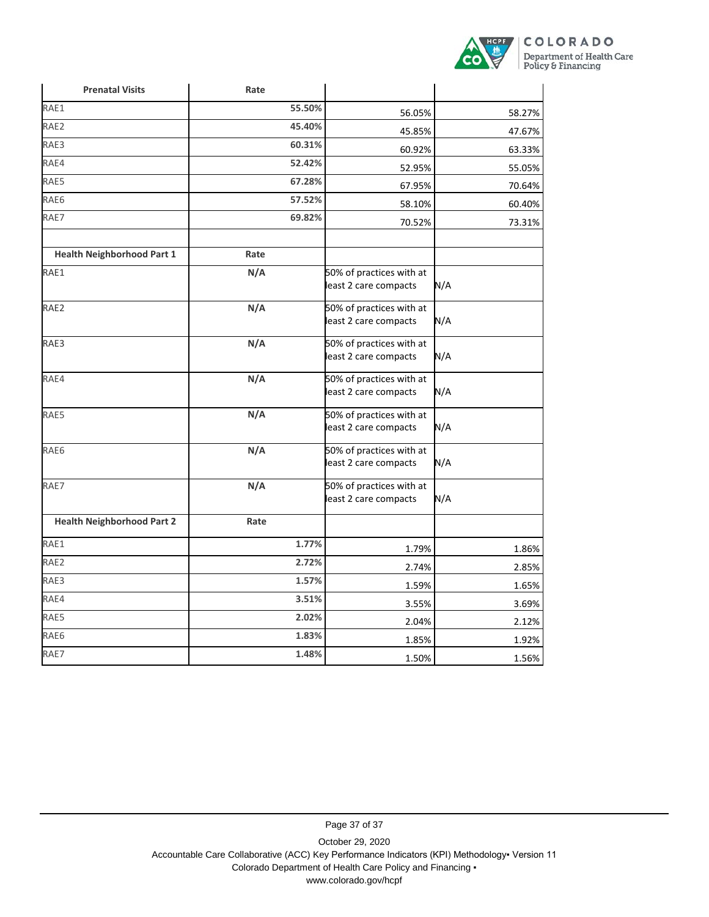| Prenatal Visits | Rate | | |
|---|---|---|---|
| RAE1 | 55.50% | 56.05% | 58.27% |
| RAE2 | 45.40% | 45.85% | 47.67% |
| RAE3 | 60.31% | 60.92% | 63.33% |
| RAE4 | 52.42% | 52.95% | 55.05% |
| RAE5 | 67.28% | 67.95% | 70.64% |
| RAE6 | 57.52% | 58.10% | 60.40% |
| RAE7 | 69.82% | 70.52% | 73.31% |
| | | | |
| **Health Neighborhood Part 1** | **Rate** | | |
| RAE1 | N/A | 50% of practices with at least 2 care compacts | N/A |
| RAE2 | N/A | 50% of practices with at least 2 care compacts | N/A |
| RAE3 | N/A | 50% of practices with at least 2 care compacts | N/A |
| RAE4 | N/A | 50% of practices with at least 2 care compacts | N/A |
| RAE5 | N/A | 50% of practices with at least 2 care compacts | N/A |
| RAE6 | N/A | 50% of practices with at least 2 care compacts | N/A |
| RAE7 | N/A | 50% of practices with at least 2 care compacts | N/A |
| **Health Neighborhood Part 2** | **Rate** | | |
| RAE1 | 1.77% | 1.79% | 1.86% |
| RAE2 | 2.72% | 2.74% | 2.85% |
| RAE3 | 1.57% | 1.59% | 1.65% |
| RAE4 | 3.51% | 3.55% | 3.69% |
| RAE5 | 2.02% | 2.04% | 2.12% |
| RAE6 | 1.83% | 1.85% | 1.92% |
| RAE7 | 1.48% | 1.50% | 1.56% |